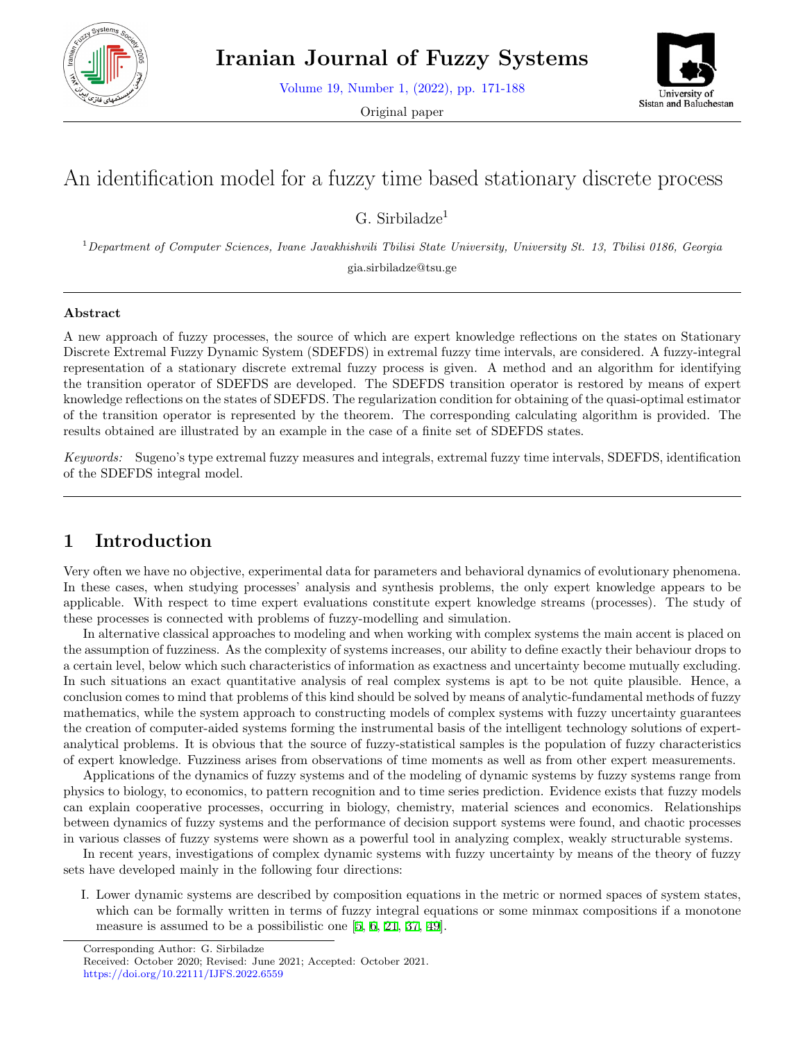# An identification model for a fuzzy time based stationary discrete process

G. Sirbiladze[1]

[1] *Department of Computer Sciences, Ivane Javakhishvili Tbilisi State University, University St. 13, Tbilisi 0186, Georgia*

gia.sirbiladze@tsu.ge

## Abstract

A new approach of fuzzy processes, the source of which are expert knowledge reflections on the states on Stationary Discrete Extremal Fuzzy Dynamic System (SDEFDS) in extremal fuzzy time intervals, are considered. A fuzzy-integral representation of a stationary discrete extremal fuzzy process is given. A method and an algorithm for identifying the transition operator of SDEFDS are developed. The SDEFDS transition operator is restored by means of expert knowledge reflections on the states of SDEFDS. The regularization condition for obtaining of the quasi-optimal estimator of the transition operator is represented by the theorem. The corresponding calculating algorithm is provided. The results obtained are illustrated by an example in the case of a finite set of SDEFDS states.

*Keywords:* Sugeno's type extremal fuzzy measures and integrals, extremal fuzzy time intervals, SDEFDS, identification of the SDEFDS integral model.

## 1 Introduction

Very often we have no objective, experimental data for parameters and behavioral dynamics of evolutionary phenomena. In these cases, when studying processes' analysis and synthesis problems, the only expert knowledge appears to be applicable. With respect to time expert evaluations constitute expert knowledge streams (processes). The study of these processes is connected with problems of fuzzy-modelling and simulation.

In alternative classical approaches to modeling and when working with complex systems the main accent is placed on the assumption of fuzziness. As the complexity of systems increases, our ability to define exactly their behaviour drops to a certain level, below which such characteristics of information as exactness and uncertainty become mutually excluding. In such situations an exact quantitative analysis of real complex systems is apt to be not quite plausible. Hence, a conclusion comes to mind that problems of this kind should be solved by means of analytic-fundamental methods of fuzzy mathematics, while the system approach to constructing models of complex systems with fuzzy uncertainty guarantees the creation of computer-aided systems forming the instrumental basis of the intelligent technology solutions of expert-analytical problems. It is obvious that the source of fuzzy-statistical samples is the population of fuzzy characteristics of expert knowledge. Fuzziness arises from observations of time moments as well as from other expert measurements.

Applications of the dynamics of fuzzy systems and of the modeling of dynamic systems by fuzzy systems range from physics to biology, to economics, to pattern recognition and to time series prediction. Evidence exists that fuzzy models can explain cooperative processes, occurring in biology, chemistry, material sciences and economics. Relationships between dynamics of fuzzy systems and the performance of decision support systems were found, and chaotic processes in various classes of fuzzy systems were shown as a powerful tool in analyzing complex, weakly structurable systems.

In recent years, investigations of complex dynamic systems with fuzzy uncertainty by means of the theory of fuzzy sets have developed mainly in the following four directions:

I. Lower dynamic systems are described by composition equations in the metric or normed spaces of system states, which can be formally written in terms of fuzzy integral equations or some minmax compositions if a monotone measure is assumed to be a possibilistic one [5, 6, 21, 37, 49].

Corresponding Author: G. Sirbiladze
Received: October 2020; Revised: June 2021; Accepted: October 2021.
https://doi.org/10.22111/IJFS.2022.6559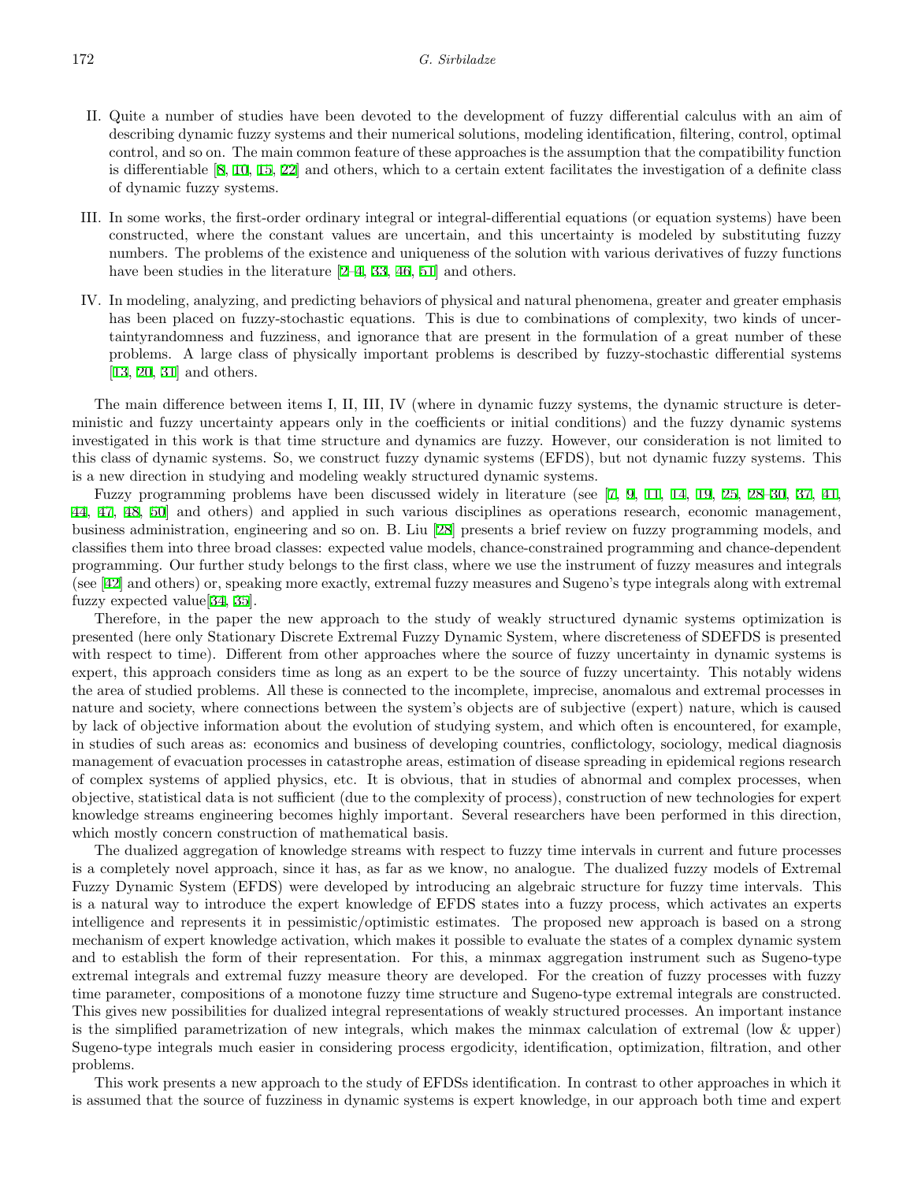II. Quite a number of studies have been devoted to the development of fuzzy differential calculus with an aim of describing dynamic fuzzy systems and their numerical solutions, modeling identification, filtering, control, optimal control, and so on. The main common feature of these approaches is the assumption that the compatibility function is differentiable [8, 10, 15, 22] and others, which to a certain extent facilitates the investigation of a definite class of dynamic fuzzy systems.

III. In some works, the first-order ordinary integral or integral-differential equations (or equation systems) have been constructed, where the constant values are uncertain, and this uncertainty is modeled by substituting fuzzy numbers. The problems of the existence and uniqueness of the solution with various derivatives of fuzzy functions have been studies in the literature [2–4, 33, 46, 51] and others.

IV. In modeling, analyzing, and predicting behaviors of physical and natural phenomena, greater and greater emphasis has been placed on fuzzy-stochastic equations. This is due to combinations of complexity, two kinds of uncertaintyrandomness and fuzziness, and ignorance that are present in the formulation of a great number of these problems. A large class of physically important problems is described by fuzzy-stochastic differential systems [13, 20, 31] and others.

The main difference between items I, II, III, IV (where in dynamic fuzzy systems, the dynamic structure is deterministic and fuzzy uncertainty appears only in the coefficients or initial conditions) and the fuzzy dynamic systems investigated in this work is that time structure and dynamics are fuzzy. However, our consideration is not limited to this class of dynamic systems. So, we construct fuzzy dynamic systems (EFDS), but not dynamic fuzzy systems. This is a new direction in studying and modeling weakly structured dynamic systems.

Fuzzy programming problems have been discussed widely in literature (see [7, 9, 11, 14, 19, 25, 28–30, 37, 41, 44, 47, 48, 50] and others) and applied in such various disciplines as operations research, economic management, business administration, engineering and so on. B. Liu [28] presents a brief review on fuzzy programming models, and classifies them into three broad classes: expected value models, chance-constrained programming and chance-dependent programming. Our further study belongs to the first class, where we use the instrument of fuzzy measures and integrals (see [42] and others) or, speaking more exactly, extremal fuzzy measures and Sugeno's type integrals along with extremal fuzzy expected value[34, 35].

Therefore, in the paper the new approach to the study of weakly structured dynamic systems optimization is presented (here only Stationary Discrete Extremal Fuzzy Dynamic System, where discreteness of SDEFDS is presented with respect to time). Different from other approaches where the source of fuzzy uncertainty in dynamic systems is expert, this approach considers time as long as an expert to be the source of fuzzy uncertainty. This notably widens the area of studied problems. All these is connected to the incomplete, imprecise, anomalous and extremal processes in nature and society, where connections between the system's objects are of subjective (expert) nature, which is caused by lack of objective information about the evolution of studying system, and which often is encountered, for example, in studies of such areas as: economics and business of developing countries, conflictology, sociology, medical diagnosis management of evacuation processes in catastrophe areas, estimation of disease spreading in epidemical regions research of complex systems of applied physics, etc. It is obvious, that in studies of abnormal and complex processes, when objective, statistical data is not sufficient (due to the complexity of process), construction of new technologies for expert knowledge streams engineering becomes highly important. Several researchers have been performed in this direction, which mostly concern construction of mathematical basis.

The dualized aggregation of knowledge streams with respect to fuzzy time intervals in current and future processes is a completely novel approach, since it has, as far as we know, no analogue. The dualized fuzzy models of Extremal Fuzzy Dynamic System (EFDS) were developed by introducing an algebraic structure for fuzzy time intervals. This is a natural way to introduce the expert knowledge of EFDS states into a fuzzy process, which activates an experts intelligence and represents it in pessimistic/optimistic estimates. The proposed new approach is based on a strong mechanism of expert knowledge activation, which makes it possible to evaluate the states of a complex dynamic system and to establish the form of their representation. For this, a minmax aggregation instrument such as Sugeno-type extremal integrals and extremal fuzzy measure theory are developed. For the creation of fuzzy processes with fuzzy time parameter, compositions of a monotone fuzzy time structure and Sugeno-type extremal integrals are constructed. This gives new possibilities for dualized integral representations of weakly structured processes. An important instance is the simplified parametrization of new integrals, which makes the minmax calculation of extremal (low & upper) Sugeno-type integrals much easier in considering process ergodicity, identification, optimization, filtration, and other problems.

This work presents a new approach to the study of EFDSs identification. In contrast to other approaches in which it is assumed that the source of fuzziness in dynamic systems is expert knowledge, in our approach both time and expert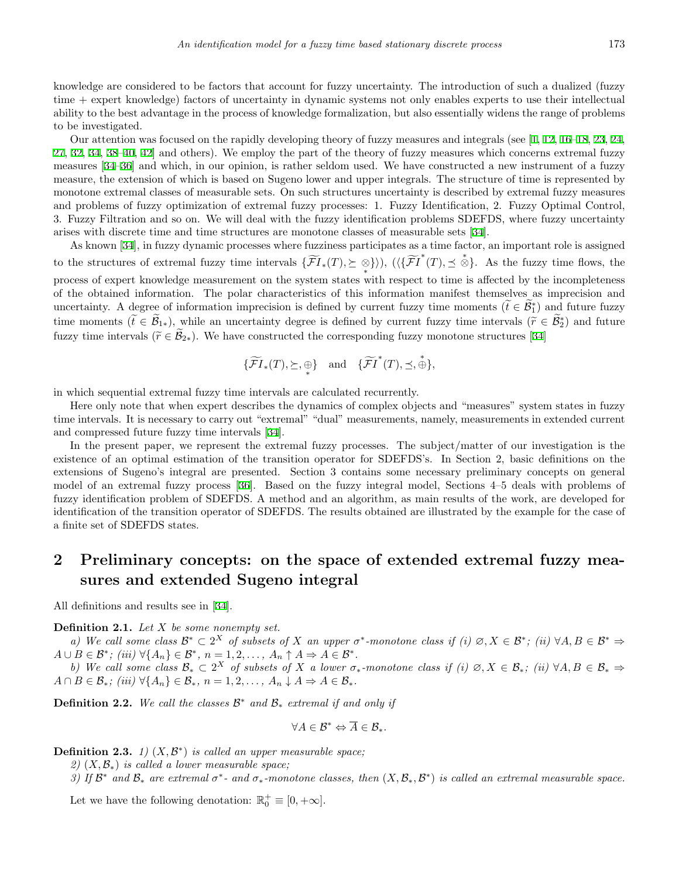knowledge are considered to be factors that account for fuzzy uncertainty. The introduction of such a dualized (fuzzy time + expert knowledge) factors of uncertainty in dynamic systems not only enables experts to use their intellectual ability to the best advantage in the process of knowledge formalization, but also essentially widens the range of problems to be investigated.

Our attention was focused on the rapidly developing theory of fuzzy measures and integrals (see [1, 12, 16–18, 23, 24, 27, 32, 34, 38–40, 42] and others). We employ the part of the theory of fuzzy measures which concerns extremal fuzzy measures [34–36] and which, in our opinion, is rather seldom used. We have constructed a new instrument of a fuzzy measure, the extension of which is based on Sugeno lower and upper integrals. The structure of time is represented by monotone extremal classes of measurable sets. On such structures uncertainty is described by extremal fuzzy measures and problems of fuzzy optimization of extremal fuzzy processes: 1. Fuzzy Identification, 2. Fuzzy Optimal Control, 3. Fuzzy Filtration and so on. We will deal with the fuzzy identification problems SDEFDS, where fuzzy uncertainty arises with discrete time and time structures are monotone classes of measurable sets [34].

As known [34], in fuzzy dynamic processes where fuzziness participates as a time factor, an important role is assigned to the structures of extremal fuzzy time intervals $\{\widetilde{\mathcal{F}I}_*(T), \succeq \underset{*}{\otimes}\})$, $(\langle\{\widetilde{\mathcal{F}I}^*(T), \preceq \overset{*}{\otimes}\}$. As the fuzzy time flows, the process of expert knowledge measurement on the system states with respect to time is affected by the incompleteness of the obtained information. The polar characteristics of this information manifest themselves as imprecision and uncertainty. A degree of information imprecision is defined by current fuzzy time moments ($\widetilde{t} \in \widetilde{\mathcal{B}}_1^*$) and future fuzzy time moments ($\widetilde{t} \in \widetilde{\mathcal{B}}_{1*}$), while an uncertainty degree is defined by current fuzzy time intervals ($\widetilde{r} \in \widetilde{\mathcal{B}}_2^*$) and future fuzzy time intervals ($\widetilde{r} \in \widetilde{\mathcal{B}}_{2*}$). We have constructed the corresponding fuzzy monotone structures [34]

$$\{\widetilde{\mathcal{F}I}_*(T), \succeq, \underset{*}{\oplus}\} \quad \text{and} \quad \{\widetilde{\mathcal{F}I}^*(T), \preceq, \overset{*}{\oplus}\},$$

in which sequential extremal fuzzy time intervals are calculated recurrently.

Here only note that when expert describes the dynamics of complex objects and "measures" system states in fuzzy time intervals. It is necessary to carry out "extremal" "dual" measurements, namely, measurements in extended current and compressed future fuzzy time intervals [34].

In the present paper, we represent the extremal fuzzy processes. The subject/matter of our investigation is the existence of an optimal estimation of the transition operator for SDEFDS's. In Section 2, basic definitions on the extensions of Sugeno's integral are presented. Section 3 contains some necessary preliminary concepts on general model of an extremal fuzzy process [36]. Based on the fuzzy integral model, Sections 4–5 deals with problems of fuzzy identification problem of SDEFDS. A method and an algorithm, as main results of the work, are developed for identification of the transition operator of SDEFDS. The results obtained are illustrated by the example for the case of a finite set of SDEFDS states.

## 2 Preliminary concepts: on the space of extended extremal fuzzy measures and extended Sugeno integral

All definitions and results see in [34].

**Definition 2.1.** *Let $X$ be some nonempty set.*

*a) We call some class $\mathcal{B}^* \subset 2^X$ of subsets of $X$ an upper $\sigma^*$-monotone class if (i) $\varnothing, X \in \mathcal{B}^*$; (ii) $\forall A, B \in \mathcal{B}^* \Rightarrow A \cup B \in \mathcal{B}^*$; (iii) $\forall \{A_n\} \in \mathcal{B}^*$, $n = 1, 2, \ldots$, $A_n \uparrow A \Rightarrow A \in \mathcal{B}^*$.*

*b) We call some class $\mathcal{B}_* \subset 2^X$ of subsets of $X$ a lower $\sigma_*$-monotone class if (i) $\varnothing, X \in \mathcal{B}_*$; (ii) $\forall A, B \in \mathcal{B}_* \Rightarrow A \cap B \in \mathcal{B}_*$; (iii) $\forall \{A_n\} \in \mathcal{B}_*$, $n = 1, 2, \ldots$, $A_n \downarrow A \Rightarrow A \in \mathcal{B}_*$.*

**Definition 2.2.** *We call the classes $\mathcal{B}^*$ and $\mathcal{B}_*$ extremal if and only if*

$$\forall A \in \mathcal{B}^* \Leftrightarrow \overline{A} \in \mathcal{B}_*.$$

**Definition 2.3.** *1) $(X, \mathcal{B}^*)$ is called an upper measurable space;*

*2) $(X, \mathcal{B}_*)$ is called a lower measurable space;*

*3) If $\mathcal{B}^*$ and $\mathcal{B}_*$ are extremal $\sigma^*$- and $\sigma_*$-monotone classes, then $(X, \mathcal{B}_*, \mathcal{B}^*)$ is called an extremal measurable space.*

Let we have the following denotation: $\mathbb{R}_0^+ \equiv [0, +\infty]$.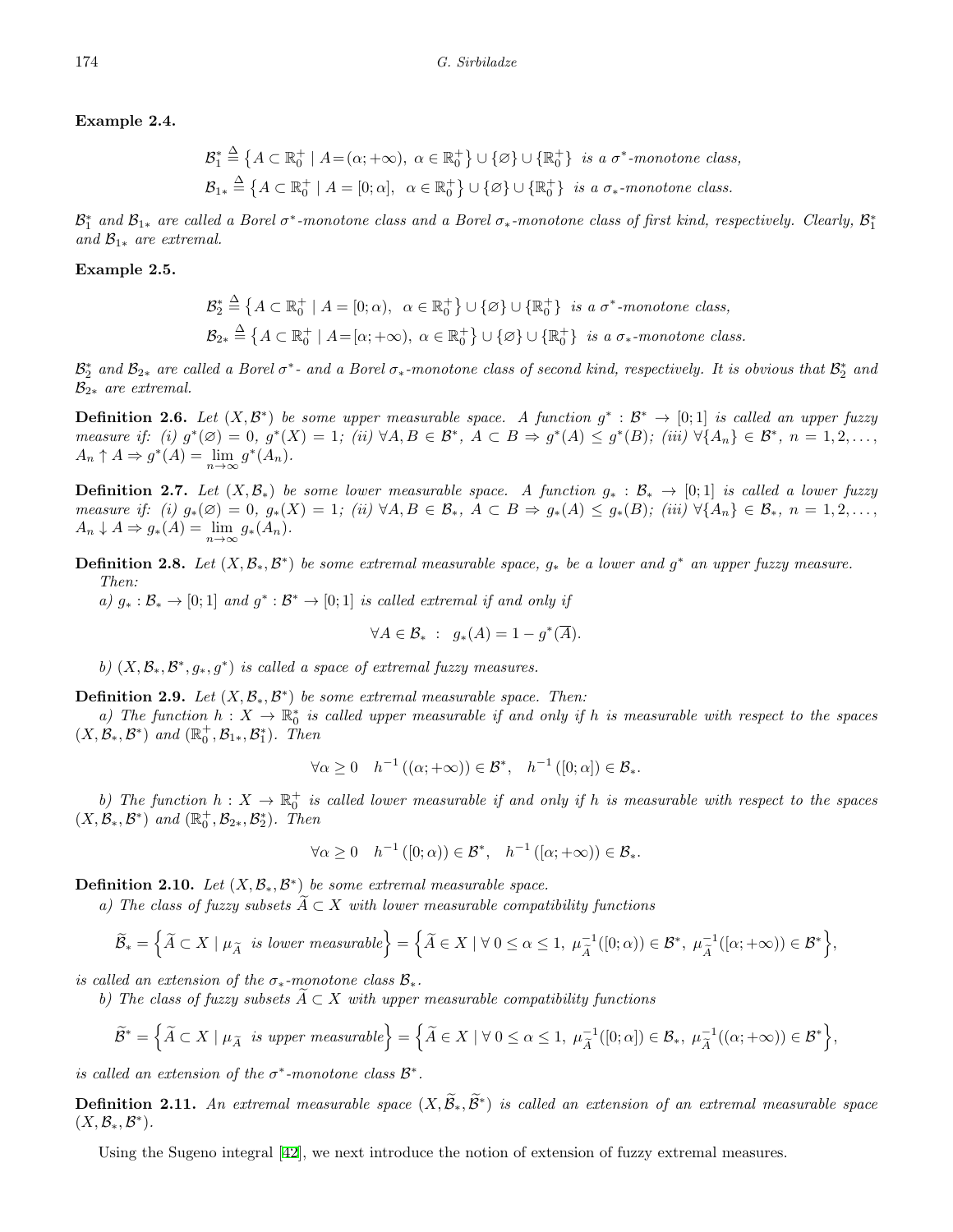**Example 2.4.**

$$\mathcal{B}_1^* \triangleq \left\{A \subset \mathbb{R}_0^+ \mid A = (\alpha; +\infty),\ \alpha \in \mathbb{R}_0^+\right\} \cup \{\varnothing\} \cup \{\mathbb{R}_0^+\} \text{ is a } \sigma^*\text{-monotone class,}$$

$$\mathcal{B}_{1*} \triangleq \left\{A \subset \mathbb{R}_0^+ \mid A = [0; \alpha],\ \ \alpha \in \mathbb{R}_0^+\right\} \cup \{\varnothing\} \cup \{\mathbb{R}_0^+\} \text{ is a } \sigma_*\text{-monotone class.}$$

*$\mathcal{B}_1^*$ and $\mathcal{B}_{1*}$ are called a Borel $\sigma^*$-monotone class and a Borel $\sigma_*$-monotone class of first kind, respectively. Clearly, $\mathcal{B}_1^*$ and $\mathcal{B}_{1*}$ are extremal.*

**Example 2.5.**

$$\mathcal{B}_2^* \triangleq \left\{A \subset \mathbb{R}_0^+ \mid A = [0; \alpha),\ \ \alpha \in \mathbb{R}_0^+\right\} \cup \{\varnothing\} \cup \{\mathbb{R}_0^+\} \text{ is a } \sigma^*\text{-monotone class,}$$

$$\mathcal{B}_{2*} \triangleq \left\{A \subset \mathbb{R}_0^+ \mid A = [\alpha; +\infty),\ \alpha \in \mathbb{R}_0^+\right\} \cup \{\varnothing\} \cup \{\mathbb{R}_0^+\} \text{ is a } \sigma_*\text{-monotone class.}$$

*$\mathcal{B}_2^*$ and $\mathcal{B}_{2*}$ are called a Borel $\sigma^*$- and a Borel $\sigma_*$-monotone class of second kind, respectively. It is obvious that $\mathcal{B}_2^*$ and $\mathcal{B}_{2*}$ are extremal.*

**Definition 2.6.** *Let $(X, \mathcal{B}^*)$ be some upper measurable space. A function $g^* : \mathcal{B}^* \to [0; 1]$ is called an upper fuzzy measure if: (i) $g^*(\varnothing) = 0$, $g^*(X) = 1$; (ii) $\forall A, B \in \mathcal{B}^*$, $A \subset B \Rightarrow g^*(A) \le g^*(B)$; (iii) $\forall \{A_n\} \in \mathcal{B}^*$, $n = 1, 2, \ldots$, $A_n \uparrow A \Rightarrow g^*(A) = \lim\limits_{n\to\infty} g^*(A_n)$.*

**Definition 2.7.** *Let $(X, \mathcal{B}_*)$ be some lower measurable space. A function $g_* : \mathcal{B}_* \to [0; 1]$ is called a lower fuzzy measure if: (i) $g_*(\varnothing) = 0$, $g_*(X) = 1$; (ii) $\forall A, B \in \mathcal{B}_*$, $A \subset B \Rightarrow g_*(A) \le g_*(B)$; (iii) $\forall \{A_n\} \in \mathcal{B}_*$, $n = 1, 2, \ldots$, $A_n \downarrow A \Rightarrow g_*(A) = \lim\limits_{n\to\infty} g_*(A_n)$.*

**Definition 2.8.** *Let $(X, \mathcal{B}_*, \mathcal{B}^*)$ be some extremal measurable space, $g_*$ be a lower and $g^*$ an upper fuzzy measure. Then:*

*a) $g_* : \mathcal{B}_* \to [0; 1]$ and $g^* : \mathcal{B}^* \to [0; 1]$ is called extremal if and only if*

$$\forall A \in \mathcal{B}_* \ :\ \ g_*(A) = 1 - g^*(\overline{A}).$$

*b) $(X, \mathcal{B}_*, \mathcal{B}^*, g_*, g^*)$ is called a space of extremal fuzzy measures.*

**Definition 2.9.** *Let $(X, \mathcal{B}_*, \mathcal{B}^*)$ be some extremal measurable space. Then:*

*a) The function $h : X \to \mathbb{R}_0^*$ is called upper measurable if and only if $h$ is measurable with respect to the spaces $(X, \mathcal{B}_*, \mathcal{B}^*)$ and $(\mathbb{R}_0^+, \mathcal{B}_{1*}, \mathcal{B}_1^*)$. Then*

$$\forall \alpha \ge 0 \quad h^{-1}\left((\alpha; +\infty)\right) \in \mathcal{B}^*, \quad h^{-1}\left([0; \alpha]\right) \in \mathcal{B}_*.$$

*b) The function $h : X \to \mathbb{R}_0^+$ is called lower measurable if and only if $h$ is measurable with respect to the spaces $(X, \mathcal{B}_*, \mathcal{B}^*)$ and $(\mathbb{R}_0^+, \mathcal{B}_{2*}, \mathcal{B}_2^*)$. Then*

$$\forall \alpha \ge 0 \quad h^{-1}\left([0; \alpha)\right) \in \mathcal{B}^*, \quad h^{-1}\left([\alpha; +\infty)\right) \in \mathcal{B}_*.$$

**Definition 2.10.** *Let $(X, \mathcal{B}_*, \mathcal{B}^*)$ be some extremal measurable space.*

*a) The class of fuzzy subsets $\widetilde{A} \subset X$ with lower measurable compatibility functions*

$$\widetilde{\mathcal{B}}_* = \left\{\widetilde{A} \subset X \mid \mu_{\widetilde{A}} \text{ is lower measurable}\right\} = \left\{\widetilde{A} \in X \mid \forall\, 0 \le \alpha \le 1,\ \mu_{\widetilde{A}}^{-1}([0; \alpha)) \in \mathcal{B}^*,\ \mu_{\widetilde{A}}^{-1}([\alpha; +\infty)) \in \mathcal{B}^*\right\},$$

*is called an extension of the $\sigma_*$-monotone class $\mathcal{B}_*$.*

*b) The class of fuzzy subsets $\widetilde{A} \subset X$ with upper measurable compatibility functions*

$$\widetilde{\mathcal{B}}^* = \left\{\widetilde{A} \subset X \mid \mu_{\widetilde{A}} \text{ is upper measurable}\right\} = \left\{\widetilde{A} \in X \mid \forall\, 0 \le \alpha \le 1,\ \mu_{\widetilde{A}}^{-1}([0; \alpha]) \in \mathcal{B}_*,\ \mu_{\widetilde{A}}^{-1}((\alpha; +\infty)) \in \mathcal{B}^*\right\},$$

*is called an extension of the $\sigma^*$-monotone class $\mathcal{B}^*$.*

**Definition 2.11.** *An extremal measurable space $(X, \widetilde{\mathcal{B}}_*, \widetilde{\mathcal{B}}^*)$ is called an extension of an extremal measurable space $(X, \mathcal{B}_*, \mathcal{B}^*)$.*

Using the Sugeno integral [42], we next introduce the notion of extension of fuzzy extremal measures.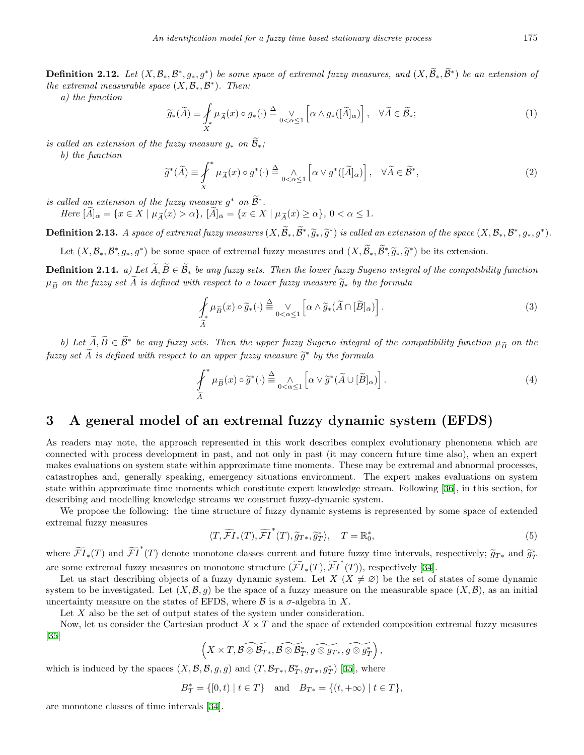**Definition 2.12.** *Let $(X, \mathcal{B}_*, \mathcal{B}^*, g_*, g^*)$ be some space of extremal fuzzy measures, and $(X, \widetilde{\mathcal{B}}_*, \widetilde{\mathcal{B}}^*)$ be an extension of the extremal measurable space $(X, \mathcal{B}_*, \mathcal{B}^*)$. Then:*

*a) the function*

$$\widetilde{g}_*(\widetilde{A}) \equiv \underset{X}{\int_*} \mu_{\widetilde{A}}(x) \circ g_*(\cdot) \stackrel{\Delta}{\equiv} \bigvee_{0<\alpha\leq 1} \left[\alpha \wedge g_*([\widetilde{A}]_{\bar{\alpha}})\right], \quad \forall \widetilde{A} \in \widetilde{\mathcal{B}}_*; \tag{1}$$

*is called an extension of the fuzzy measure $g_*$ on $\widetilde{\mathcal{B}}_*$;*

*b) the function*

$$\widetilde{g}^*(\widetilde{A}) \equiv \underset{X}{\int^*} \mu_{\widetilde{A}}(x) \circ g^*(\cdot) \stackrel{\Delta}{\equiv} \bigwedge_{0<\alpha\leq 1} \left[\alpha \vee g^*([\widetilde{A}]_{\alpha})\right], \quad \forall \widetilde{A} \in \widetilde{\mathcal{B}}^*, \tag{2}$$

*is called an extension of the fuzzy measure $g^*$ on $\widetilde{\mathcal{B}}^*$.*

*Here $[\widetilde{A}]_\alpha = \{x \in X \mid \mu_{\widetilde{A}}(x) > \alpha\}$, $[\widetilde{A}]_{\bar{\alpha}} = \{x \in X \mid \mu_{\widetilde{A}}(x) \geq \alpha\}$, $0 < \alpha \leq 1$.*

**Definition 2.13.** *A space of extremal fuzzy measures $(X, \widetilde{\mathcal{B}}_*, \widetilde{\mathcal{B}}^*, \widetilde{g}_*, \widetilde{g}^*)$ is called an extension of the space $(X, \mathcal{B}_*, \mathcal{B}^*, g_*, g^*)$.*

Let $(X, \mathcal{B}_*, \mathcal{B}^*, g_*, g^*)$ be some space of extremal fuzzy measures and $(X, \widetilde{\mathcal{B}}_*, \widetilde{\mathcal{B}}^*, \widetilde{g}_*, \widetilde{g}^*)$ be its extension.

**Definition 2.14.** *a) Let $\widetilde{A}, \widetilde{B} \in \widetilde{\mathcal{B}}_*$ be any fuzzy sets. Then the lower fuzzy Sugeno integral of the compatibility function $\mu_{\widetilde{B}}$ on the fuzzy set $\widetilde{A}$ is defined with respect to a lower fuzzy measure $\widetilde{g}_*$ by the formula*

$$\underset{\widetilde{A}}{\int_*} \mu_{\widetilde{B}}(x) \circ \widetilde{g}_*(\cdot) \stackrel{\Delta}{\equiv} \bigvee_{0<\alpha\leq 1} \left[\alpha \wedge \widetilde{g}_*(\widetilde{A} \cap [\widetilde{B}]_{\bar{\alpha}})\right]. \tag{3}$$

*b) Let $\widetilde{A}, \widetilde{B} \in \widetilde{\mathcal{B}}^*$ be any fuzzy sets. Then the upper fuzzy Sugeno integral of the compatibility function $\mu_{\widetilde{B}}$ on the fuzzy set $\widetilde{A}$ is defined with respect to an upper fuzzy measure $\widetilde{g}^*$ by the formula*

$$\underset{\widetilde{A}}{\int^*} \mu_{\widetilde{B}}(x) \circ \widetilde{g}^*(\cdot) \stackrel{\Delta}{\equiv} \bigwedge_{0<\alpha\leq 1} \left[\alpha \vee \widetilde{g}^*(\widetilde{A} \cup [\widetilde{B}]_{\alpha})\right]. \tag{4}$$

## 3 A general model of an extremal fuzzy dynamic system (EFDS)

As readers may note, the approach represented in this work describes complex evolutionary phenomena which are connected with process development in past, and not only in past (it may concern future time also), when an expert makes evaluations on system state within approximate time moments. These may be extremal and abnormal processes, catastrophes and, generally speaking, emergency situations environment. The expert makes evaluations on system state within approximate time moments which constitute expert knowledge stream. Following [36], in this section, for describing and modelling knowledge streams we construct fuzzy-dynamic system.

We propose the following: the time structure of fuzzy dynamic systems is represented by some space of extended extremal fuzzy measures

$$\langle T, \widetilde{\mathcal{F}I}_*(T), \widetilde{\mathcal{F}I}^*(T), \widetilde{g}_{T*}, \widetilde{g}_T^* \rangle, \quad T = \mathbb{R}_0^*, \tag{5}$$

where $\widetilde{\mathcal{F}I}_*(T)$ and $\widetilde{\mathcal{F}I}^*(T)$ denote monotone classes current and future fuzzy time intervals, respectively; $\widetilde{g}_{T*}$ and $\widetilde{g}_T^*$ are some extremal fuzzy measures on monotone structure $(\widetilde{\mathcal{F}I}_*(T), \widetilde{\mathcal{F}I}^*(T))$, respectively [34].

Let us start describing objects of a fuzzy dynamic system. Let $X$ ($X \neq \varnothing$) be the set of states of some dynamic system to be investigated. Let $(X, \mathcal{B}, g)$ be the space of a fuzzy measure on the measurable space $(X, \mathcal{B})$, as an initial uncertainty measure on the states of EFDS, where $\mathcal{B}$ is a $\sigma$-algebra in $X$.

Let $X$ also be the set of output states of the system under consideration.

Now, let us consider the Cartesian product $X \times T$ and the space of extended composition extremal fuzzy measures [35]

$$\left(X \times T, \widetilde{\mathcal{B} \otimes \mathcal{B}_{T*}}, \widetilde{\mathcal{B} \otimes \mathcal{B}_T^*}, \widetilde{g \otimes g_{T*}}, \widetilde{g \otimes g_T^*}\right),$$

which is induced by the spaces $(X, \mathcal{B}, \mathcal{B}, g, g)$ and $(T, \mathcal{B}_{T*}, \mathcal{B}_T^*, g_{T*}, g_T^*)$ [35], where

$$B_T^* = \{[0, t) \mid t \in T\} \quad \text{and} \quad B_{T*} = \{(t, +\infty) \mid t \in T\},$$

are monotone classes of time intervals [34].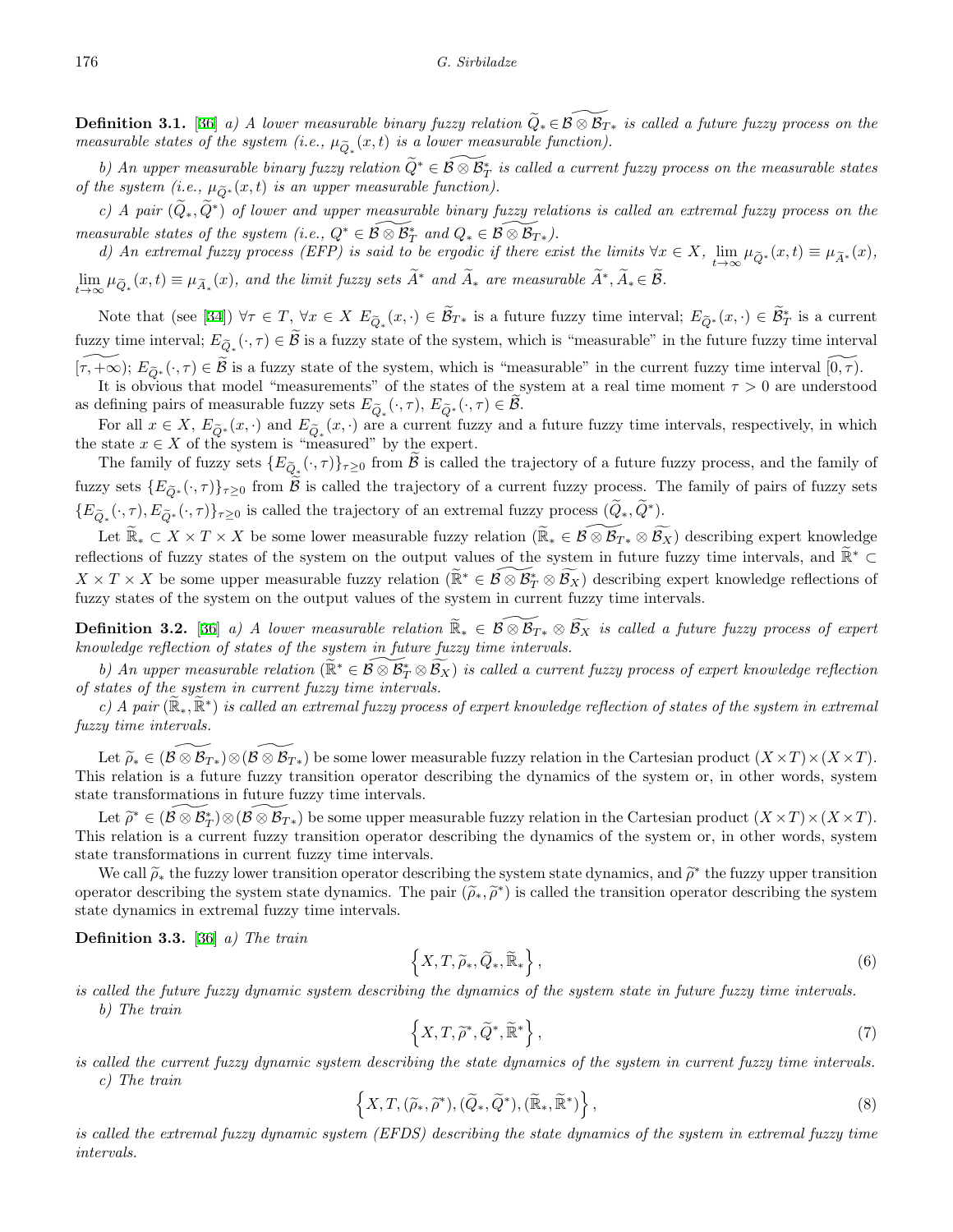**Definition 3.1.** [36] *a) A lower measurable binary fuzzy relation $\widetilde{Q}_* \in \widetilde{\mathcal{B} \otimes \mathcal{B}_{T*}}$ is called a future fuzzy process on the measurable states of the system (i.e., $\mu_{\widetilde{Q}_*}(x,t)$ is a lower measurable function).*

*b) An upper measurable binary fuzzy relation $\widetilde{Q}^* \in \widetilde{\mathcal{B} \otimes \mathcal{B}_T^*}$ is called a current fuzzy process on the measurable states of the system (i.e., $\mu_{\widetilde{Q}^*}(x,t)$ is an upper measurable function).*

*c) A pair $(\widetilde{Q}_*, \widetilde{Q}^*)$ of lower and upper measurable binary fuzzy relations is called an extremal fuzzy process on the measurable states of the system (i.e., $Q^* \in \widetilde{\mathcal{B} \otimes \mathcal{B}_T^*}$ and $Q_* \in \widetilde{\mathcal{B} \otimes \mathcal{B}_{T*}}$).*

*d) An extremal fuzzy process (EFP) is said to be ergodic if there exist the limits $\forall x \in X$, $\lim\limits_{t\to\infty} \mu_{\widetilde{Q}^*}(x,t) \equiv \mu_{\widetilde{A}^*}(x)$, $\lim\limits_{t\to\infty} \mu_{\widetilde{Q}_*}(x,t) \equiv \mu_{\widetilde{A}_*}(x)$, and the limit fuzzy sets $\widetilde{A}^*$ and $\widetilde{A}_*$ are measurable $\widetilde{A}^*, \widetilde{A}_* \in \widetilde{\mathcal{B}}$.*

Note that (see [34]) $\forall \tau \in T$, $\forall x \in X$ $E_{\widetilde{Q}_*}(x,\cdot) \in \widetilde{\mathcal{B}}_{T*}$ is a future fuzzy time interval; $E_{\widetilde{Q}^*}(x,\cdot) \in \widetilde{\mathcal{B}}_T^*$ is a current fuzzy time interval; $E_{\widetilde{Q}_*}(\cdot,\tau) \in \widetilde{\mathcal{B}}$ is a fuzzy state of the system, which is "measurable" in the future fuzzy time interval $\widetilde{[\tau,+\infty)}$; $E_{\widetilde{Q}^*}(\cdot,\tau) \in \widetilde{\mathcal{B}}$ is a fuzzy state of the system, which is "measurable" in the current fuzzy time interval $\widetilde{[0,\tau)}$.

It is obvious that model "measurements" of the states of the system at a real time moment $\tau > 0$ are understood as defining pairs of measurable fuzzy sets $E_{\widetilde{Q}_*}(\cdot,\tau)$, $E_{\widetilde{Q}^*}(\cdot,\tau) \in \widetilde{\mathcal{B}}$.

For all $x \in X$, $E_{\widetilde{Q}^*}(x,\cdot)$ and $E_{\widetilde{Q}_*}(x,\cdot)$ are a current fuzzy and a future fuzzy time intervals, respectively, in which the state $x \in X$ of the system is "measured" by the expert.

The family of fuzzy sets $\{E_{\widetilde{Q}_*}(\cdot,\tau)\}_{\tau\geq 0}$ from $\widetilde{\mathcal{B}}$ is called the trajectory of a future fuzzy process, and the family of fuzzy sets $\{E_{\widetilde{Q}^*}(\cdot,\tau)\}_{\tau\geq 0}$ from $\widetilde{\mathcal{B}}$ is called the trajectory of a current fuzzy process. The family of pairs of fuzzy sets $\{E_{\widetilde{Q}_*}(\cdot,\tau), E_{\widetilde{Q}^*}(\cdot,\tau)\}_{\tau\geq 0}$ is called the trajectory of an extremal fuzzy process $(\widetilde{Q}_*, \widetilde{Q}^*)$.

Let $\widetilde{\mathbb{R}}_* \subset X \times T \times X$ be some lower measurable fuzzy relation ($\widetilde{\mathbb{R}}_* \in \widetilde{\mathcal{B} \otimes \mathcal{B}_{T*}} \otimes \widetilde{\mathcal{B}_X}$) describing expert knowledge reflections of fuzzy states of the system on the output values of the system in future fuzzy time intervals, and $\widetilde{\mathbb{R}}^* \subset X \times T \times X$ be some upper measurable fuzzy relation ($\widetilde{\mathbb{R}}^* \in \widetilde{\mathcal{B} \otimes \mathcal{B}_T^*} \otimes \widetilde{\mathcal{B}_X}$) describing expert knowledge reflections of fuzzy states of the system on the output values of the system in current fuzzy time intervals.

**Definition 3.2.** [36] *a) A lower measurable relation $\widetilde{\mathbb{R}}_* \in \widetilde{\mathcal{B} \otimes \mathcal{B}_{T*}} \otimes \widetilde{\mathcal{B}_X}$ is called a future fuzzy process of expert knowledge reflection of states of the system in future fuzzy time intervals.*

*b) An upper measurable relation ($\widetilde{\mathbb{R}}^* \in \widetilde{\mathcal{B} \otimes \mathcal{B}_T^*} \otimes \widetilde{\mathcal{B}_X}$) is called a current fuzzy process of expert knowledge reflection of states of the system in current fuzzy time intervals.*

*c) A pair $(\widetilde{\mathbb{R}}_*, \widetilde{\mathbb{R}}^*)$ is called an extremal fuzzy process of expert knowledge reflection of states of the system in extremal fuzzy time intervals.*

Let $\widetilde{\rho}_* \in (\widetilde{\mathcal{B} \otimes \mathcal{B}_{T*}}) \otimes (\widetilde{\mathcal{B} \otimes \mathcal{B}_{T*}})$ be some lower measurable fuzzy relation in the Cartesian product $(X \times T) \times (X \times T)$. This relation is a future fuzzy transition operator describing the dynamics of the system or, in other words, system state transformations in future fuzzy time intervals.

Let $\widetilde{\rho}^* \in (\widetilde{\mathcal{B} \otimes \mathcal{B}_T^*}) \otimes (\widetilde{\mathcal{B} \otimes \mathcal{B}_{T*}})$ be some upper measurable fuzzy relation in the Cartesian product $(X \times T) \times (X \times T)$. This relation is a current fuzzy transition operator describing the dynamics of the system or, in other words, system state transformations in current fuzzy time intervals.

We call $\widetilde{\rho}_*$ the fuzzy lower transition operator describing the system state dynamics, and $\widetilde{\rho}^*$ the fuzzy upper transition operator describing the system state dynamics. The pair $(\widetilde{\rho}_*, \widetilde{\rho}^*)$ is called the transition operator describing the system state dynamics in extremal fuzzy time intervals.

**Definition 3.3.** [36] *a) The train*

$$\left\{X, T, \widetilde{\rho}_*, \widetilde{Q}_*, \widetilde{\mathbb{R}}_*\right\}, \tag{6}$$

*is called the future fuzzy dynamic system describing the dynamics of the system state in future fuzzy time intervals.*

*b) The train*

$$\left\{X, T, \widetilde{\rho}^*, \widetilde{Q}^*, \widetilde{\mathbb{R}}^*\right\}, \tag{7}$$

*is called the current fuzzy dynamic system describing the state dynamics of the system in current fuzzy time intervals.*

*c) The train*

$$\left\{X, T, (\widetilde{\rho}_*, \widetilde{\rho}^*), (\widetilde{Q}_*, \widetilde{Q}^*), (\widetilde{\mathbb{R}}_*, \widetilde{\mathbb{R}}^*)\right\}, \tag{8}$$

*is called the extremal fuzzy dynamic system (EFDS) describing the state dynamics of the system in extremal fuzzy time intervals.*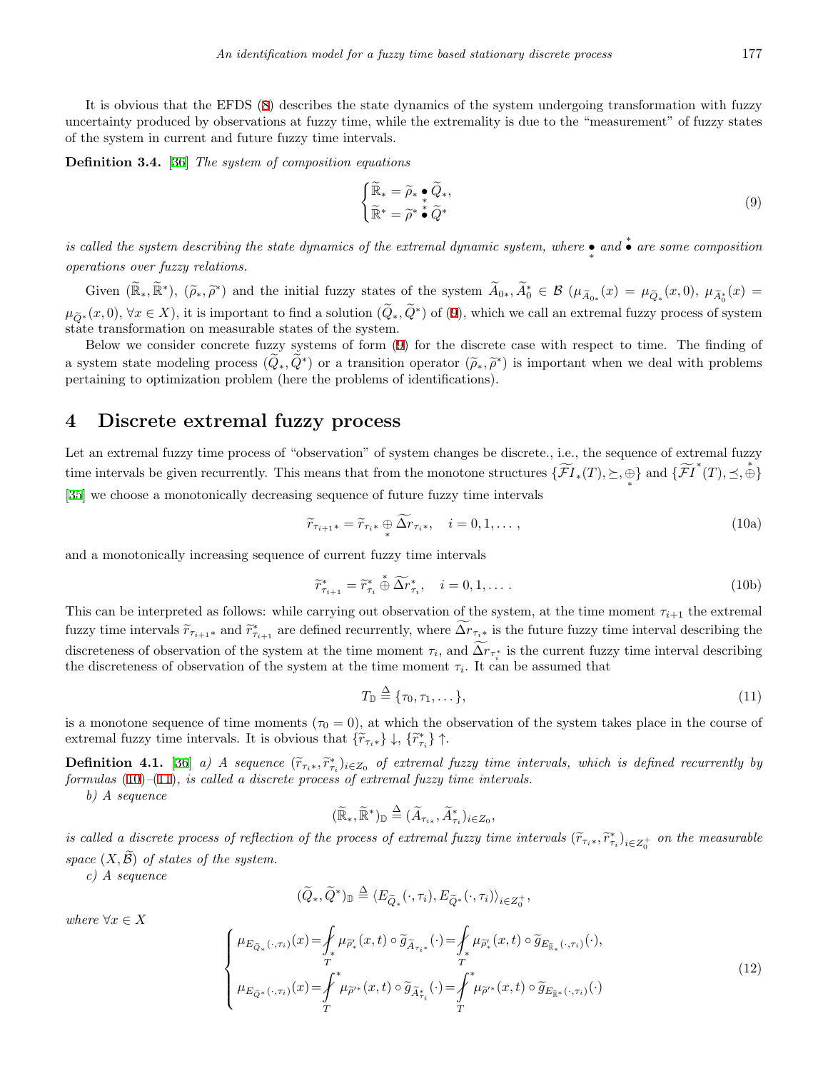It is obvious that the EFDS (8) describes the state dynamics of the system undergoing transformation with fuzzy uncertainty produced by observations at fuzzy time, while the extremality is due to the "measurement" of fuzzy states of the system in current and future fuzzy time intervals.

**Definition 3.4.** [36] *The system of composition equations*

$$
\begin{cases}
\widetilde{\mathbb{R}}_* = \widetilde{\rho}_* \underset{*}{\bullet} \widetilde{Q}_*, \\
\widetilde{\mathbb{R}}^* = \widetilde{\rho}^* \overset{*}{\bullet} \widetilde{Q}^*
\end{cases}
\tag{9}
$$

*is called the system describing the state dynamics of the extremal dynamic system, where* $\underset{*}{\bullet}$ *and* $\overset{*}{\bullet}$ *are some composition operations over fuzzy relations.*

Given $(\widetilde{\mathbb{R}}_*, \widetilde{\mathbb{R}}^*)$, $(\widetilde{\rho}_*, \widetilde{\rho}^*)$ and the initial fuzzy states of the system $\widetilde{A}_{0*}, \widetilde{A}^*_0 \in \mathcal{B}$ $(\mu_{\widetilde{A}_{0*}}(x) = \mu_{\widetilde{Q}_*}(x,0),\ \mu_{\widetilde{A}^*_0}(x) = \mu_{\widetilde{Q}^*}(x,0),\ \forall x \in X)$, it is important to find a solution $(\widetilde{Q}_*, \widetilde{Q}^*)$ of (9), which we call an extremal fuzzy process of system state transformation on measurable states of the system.

Below we consider concrete fuzzy systems of form (9) for the discrete case with respect to time. The finding of a system state modeling process $(\widetilde{Q}_*, \widetilde{Q}^*)$ or a transition operator $(\widetilde{\rho}_*, \widetilde{\rho}^*)$ is important when we deal with problems pertaining to optimization problem (here the problems of identifications).

## 4 Discrete extremal fuzzy process

Let an extremal fuzzy time process of "observation" of system changes be discrete., i.e., the sequence of extremal fuzzy time intervals be given recurrently. This means that from the monotone structures $\{\widetilde{\mathcal{FI}}_*(T), \succeq, \underset{*}{\oplus}\}$ and $\{\widetilde{\mathcal{FI}}^*(T), \preceq, \overset{*}{\oplus}\}$ [35] we choose a monotonically decreasing sequence of future fuzzy time intervals

$$
\widetilde{r}_{\tau_{i+1}*} = \widetilde{r}_{\tau_i *} \underset{*}{\oplus} \widetilde{\Delta r}_{\tau_i *}, \quad i = 0, 1, \dots, \tag{10a}
$$

and a monotonically increasing sequence of current fuzzy time intervals

$$
\widetilde{r}^*_{\tau_{i+1}} = \widetilde{r}^*_{\tau_i} \overset{*}{\oplus} \widetilde{\Delta r}^*_{\tau_i}, \quad i = 0, 1, \dots. \tag{10b}
$$

This can be interpreted as follows: while carrying out observation of the system, at the time moment $\tau_{i+1}$ the extremal fuzzy time intervals $\widetilde{r}_{\tau_{i+1}*}$ and $\widetilde{r}^*_{\tau_{i+1}}$ are defined recurrently, where $\widetilde{\Delta r}_{\tau_i *}$ is the future fuzzy time interval describing the discreteness of observation of the system at the time moment $\tau_i$, and $\widetilde{\Delta r}_{\tau^*_i}$ is the current fuzzy time interval describing the discreteness of observation of the system at the time moment $\tau_i$. It can be assumed that

$$
T_{\mathbb{D}} \overset{\Delta}{=} \{\tau_0, \tau_1, \dots\}, \tag{11}
$$

is a monotone sequence of time moments ($\tau_0 = 0$), at which the observation of the system takes place in the course of extremal fuzzy time intervals. It is obvious that $\{\widetilde{r}_{\tau_i *}\} \downarrow$, $\{\widetilde{r}^*_{\tau_i}\} \uparrow$.

**Definition 4.1.** [36] *a) A sequence* $(\widetilde{r}_{\tau_i *}, \widetilde{r}^*_{\tau_i})_{i \in Z_0}$ *of extremal fuzzy time intervals, which is defined recurrently by formulas (10)–(11), is called a discrete process of extremal fuzzy time intervals.*

*b) A sequence*

$$
(\widetilde{\mathbb{R}}_*, \widetilde{\mathbb{R}}^*)_{\mathbb{D}} \overset{\Delta}{=} (\widetilde{A}_{\tau_i *}, \widetilde{A}^*_{\tau_i})_{i \in Z_0},
$$

*is called a discrete process of reflection of the process of extremal fuzzy time intervals* $(\widetilde{r}_{\tau_i *}, \widetilde{r}^*_{\tau_i})_{i \in Z^+_0}$ *on the measurable space* $(X, \widetilde{\mathcal{B}})$ *of states of the system.*

*c) A sequence*

$$
(\widetilde{Q}_*, \widetilde{Q}^*)_{\mathbb{D}} \overset{\Delta}{=} \langle E_{\widetilde{Q}_*}(\cdot, \tau_i), E_{\widetilde{Q}^*}(\cdot, \tau_i) \rangle_{i \in Z^+_0},
$$

*where* $\forall x \in X$

$$
\begin{cases}
\mu_{E_{\widetilde{Q}_*}(\cdot,\tau_i)}(x) = \displaystyle\fint_{T}{}_{*} \mu_{\widetilde{\rho}'_*}(x,t) \circ \widetilde{g}_{\widetilde{A}_{\tau_i *}}(\cdot) = \fint_{T}{}_{*} \mu_{\widetilde{\rho}'_*}(x,t) \circ \widetilde{g}_{E_{\widetilde{\mathbb{R}}_*}(\cdot,\tau_i)}(\cdot), \\
\mu_{E_{\widetilde{Q}^*}(\cdot,\tau_i)}(x) = \displaystyle\fint_{T}{}^{*} \mu_{\widetilde{\rho}'^*}(x,t) \circ \widetilde{g}_{\widetilde{A}^*_{\tau_i}}(\cdot) = \fint_{T}{}^{*} \mu_{\widetilde{\rho}'^*}(x,t) \circ \widetilde{g}_{E_{\widetilde{\mathbb{R}}^*}(\cdot,\tau_i)}(\cdot)
\end{cases}
\tag{12}
$$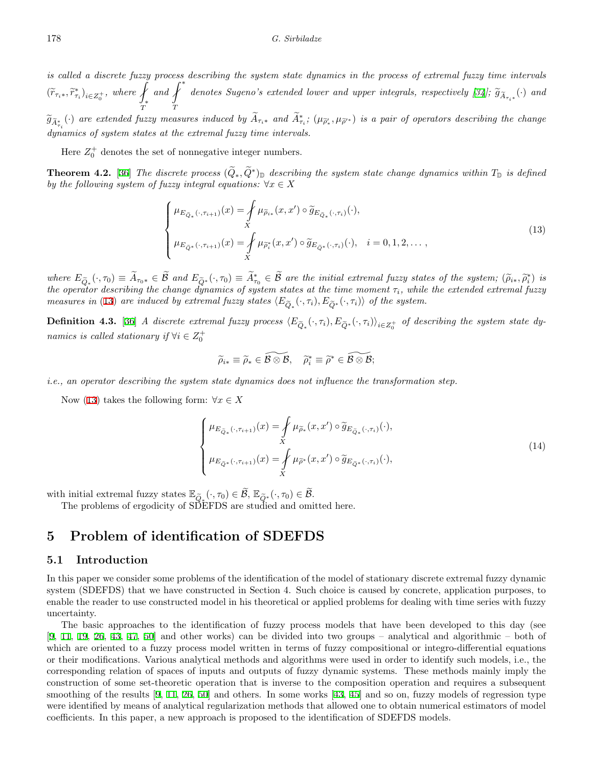*is called a discrete fuzzy process describing the system state dynamics in the process of extremal fuzzy time intervals* $(\widetilde{r}_{\tau_i *}, \widetilde{r}^*_{\tau_i})_{i \in Z_0^+}$*, where* $\displaystyle\fint_{T_*}$ *and* $\displaystyle\fint^*_{T}$ *denotes Sugeno's extended lower and upper integrals, respectively [37];* $\widetilde{g}_{\widetilde{A}_{\tau_i *}}(\cdot)$ *and* $\widetilde{g}_{\widetilde{A}^*_{\tau_i}}(\cdot)$ *are extended fuzzy measures induced by* $\widetilde{A}_{\tau_i *}$ *and* $\widetilde{A}^*_{\tau_i}$*;* $(\mu_{\widetilde{\rho}'_*}, \mu_{\widetilde{\rho}'^*})$ *is a pair of operators describing the change dynamics of system states at the extremal fuzzy time intervals.*

Here $Z_0^+$ denotes the set of nonnegative integer numbers.

**Theorem 4.2.** [36] *The discrete process* $(\widetilde{Q}_*, \widetilde{Q}^*)_{\mathbb{D}}$ *describing the system state change dynamics within* $T_{\mathbb{D}}$ *is defined by the following system of fuzzy integral equations:* $\forall x \in X$

$$
\begin{cases}
\mu_{E_{\widetilde{Q}_*}(\cdot,\tau_{i+1})}(x) = \displaystyle\fint_X \mu_{\widetilde{\rho}_{i*}}(x,x') \circ \widetilde{g}_{E_{\widetilde{Q}_*}(\cdot,\tau_i)}(\cdot), \\
\mu_{E_{\widetilde{Q}^*}(\cdot,\tau_{i+1})}(x) = \displaystyle\fint_X \mu_{\widetilde{\rho}^*_i}(x,x') \circ \widetilde{g}_{E_{\widetilde{Q}^*}(\cdot,\tau_i)}(\cdot), \quad i = 0,1,2,\dots,
\end{cases}
\tag{13}
$$

*where* $E_{\widetilde{Q}_*}(\cdot,\tau_0) \equiv \widetilde{A}_{\tau_0 *} \in \widetilde{\mathcal{B}}$ *and* $E_{\widetilde{Q}^*}(\cdot,\tau_0) \equiv \widetilde{A}^*_{\tau_0} \in \widetilde{\mathcal{B}}$ *are the initial extremal fuzzy states of the system;* $(\widetilde{\rho}_{i*}, \widetilde{\rho}^*_i)$ *is the operator describing the change dynamics of system states at the time moment* $\tau_i$*, while the extended extremal fuzzy measures in (13) are induced by extremal fuzzy states* $\langle E_{\widetilde{Q}_*}(\cdot,\tau_i), E_{\widetilde{Q}^*}(\cdot,\tau_i)\rangle$ *of the system.*

**Definition 4.3.** [36] *A discrete extremal fuzzy process* $\langle E_{\widetilde{Q}_*}(\cdot,\tau_i), E_{\widetilde{Q}^*}(\cdot,\tau_i)\rangle_{i \in Z_0^+}$ *of describing the system state dynamics is called stationary if* $\forall i \in Z_0^+$

$$
\widetilde{\rho}_{i*} \equiv \widetilde{\rho}_* \in \widetilde{\mathcal{B} \otimes \mathcal{B}}, \quad \widetilde{\rho}^*_i \equiv \widetilde{\rho}^* \in \widetilde{\mathcal{B} \otimes \mathcal{B}};
$$

*i.e., an operator describing the system state dynamics does not influence the transformation step.*

Now (13) takes the following form: $\forall x \in X$

$$
\begin{cases}
\mu_{E_{\widetilde{Q}_*}(\cdot,\tau_{i+1})}(x) = \displaystyle\fint_X \mu_{\widetilde{\rho}_*}(x,x') \circ \widetilde{g}_{E_{\widetilde{Q}_*}(\cdot,\tau_i)}(\cdot), \\
\mu_{E_{\widetilde{Q}^*}(\cdot,\tau_{i+1})}(x) = \displaystyle\fint_X \mu_{\widetilde{\rho}^*}(x,x') \circ \widetilde{g}_{E_{\widetilde{Q}^*}(\cdot,\tau_i)}(\cdot),
\end{cases}
\tag{14}
$$

with initial extremal fuzzy states $\mathbb{E}_{\widetilde{Q}_*}(\cdot,\tau_0) \in \widetilde{\mathcal{B}}$, $\mathbb{E}_{\widetilde{Q}^*}(\cdot,\tau_0) \in \widetilde{\mathcal{B}}$.

The problems of ergodicity of SDEFDS are studied and omitted here.

# 5 Problem of identification of SDEFDS

## 5.1 Introduction

In this paper we consider some problems of the identification of the model of stationary discrete extremal fuzzy dynamic system (SDEFDS) that we have constructed in Section 4. Such choice is caused by concrete, application purposes, to enable the reader to use constructed model in his theoretical or applied problems for dealing with time series with fuzzy uncertainty.

The basic approaches to the identification of fuzzy process models that have been developed to this day (see [9, 11, 19, 26, 43, 47, 50] and other works) can be divided into two groups – analytical and algorithmic – both of which are oriented to a fuzzy process model written in terms of fuzzy compositional or integro-differential equations or their modifications. Various analytical methods and algorithms were used in order to identify such models, i.e., the corresponding relation of spaces of inputs and outputs of fuzzy dynamic systems. These methods mainly imply the construction of some set-theoretic operation that is inverse to the composition operation and requires a subsequent smoothing of the results [9, 11, 26, 50] and others. In some works [43, 45] and so on, fuzzy models of regression type were identified by means of analytical regularization methods that allowed one to obtain numerical estimators of model coefficients. In this paper, a new approach is proposed to the identification of SDEFDS models.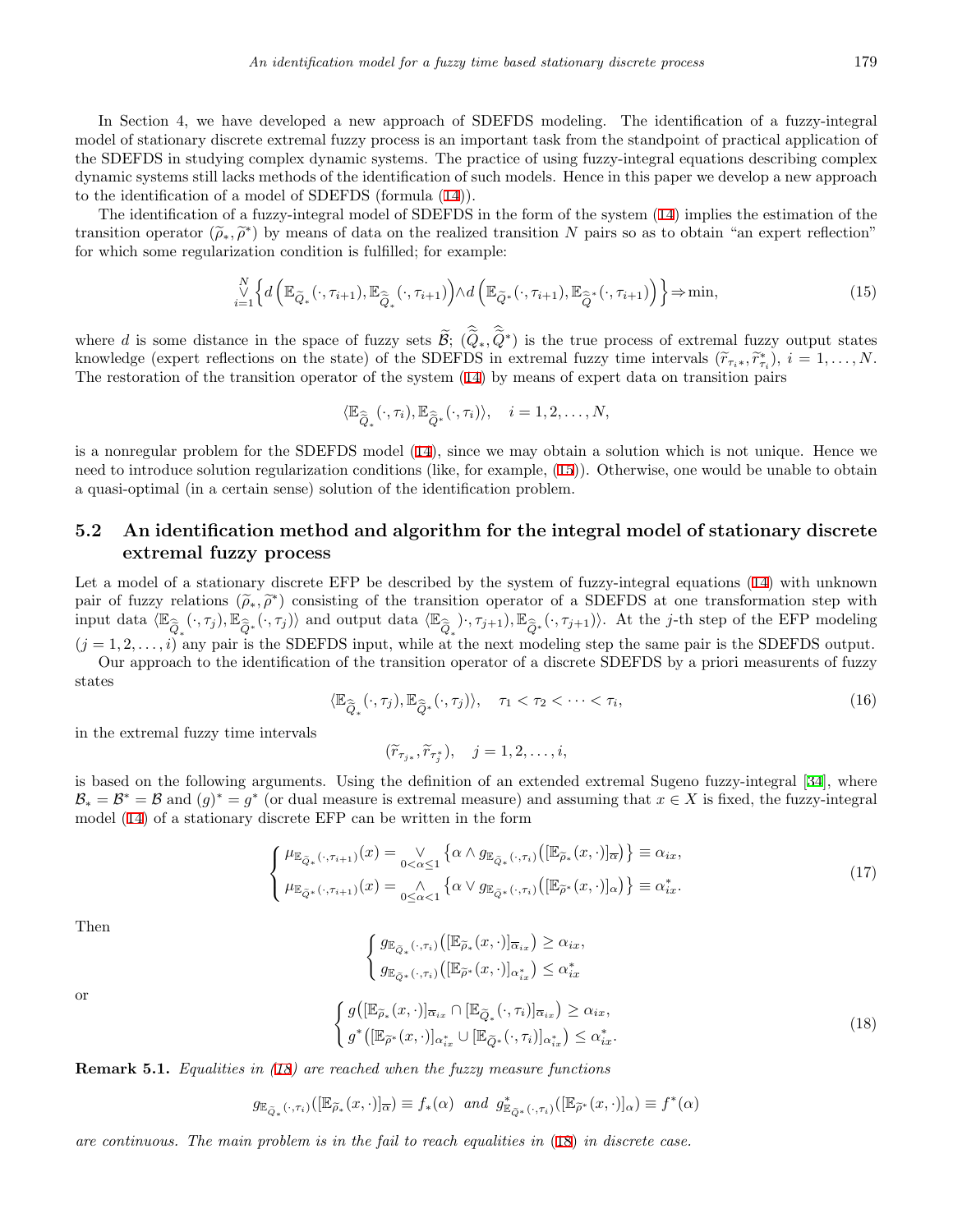In Section 4, we have developed a new approach of SDEFDS modeling. The identification of a fuzzy-integral model of stationary discrete extremal fuzzy process is an important task from the standpoint of practical application of the SDEFDS in studying complex dynamic systems. The practice of using fuzzy-integral equations describing complex dynamic systems still lacks methods of the identification of such models. Hence in this paper we develop a new approach to the identification of a model of SDEFDS (formula (14)).

The identification of a fuzzy-integral model of SDEFDS in the form of the system (14) implies the estimation of the transition operator $(\widetilde{\rho}_*, \widetilde{\rho}^*)$ by means of data on the realized transition $N$ pairs so as to obtain "an expert reflection" for which some regularization condition is fulfilled; for example:

$$\bigvee_{i=1}^{N} \Big\{ d\Big(\mathbb{E}_{\widetilde{Q}_*}(\cdot,\tau_{i+1}), \mathbb{E}_{\widehat{\widetilde{Q}}_*}(\cdot,\tau_{i+1})\Big) \wedge d\Big(\mathbb{E}_{\widetilde{Q}^*}(\cdot,\tau_{i+1}), \mathbb{E}_{\widehat{\widetilde{Q}}^*}(\cdot,\tau_{i+1})\Big) \Big\} \Rightarrow \min, \tag{15}$$

where $d$ is some distance in the space of fuzzy sets $\widetilde{\mathcal{B}}$; $(\widehat{\widetilde{Q}}_*, \widehat{\widetilde{Q}}^*)$ is the true process of extremal fuzzy output states knowledge (expert reflections on the state) of the SDEFDS in extremal fuzzy time intervals $(\widetilde{r}_{\tau_i *}, \widetilde{r}^*_{\tau_i})$, $i = 1, \ldots, N$. The restoration of the transition operator of the system (14) by means of expert data on transition pairs

$$\langle \mathbb{E}_{\widehat{\widetilde{Q}}_*}(\cdot,\tau_i), \mathbb{E}_{\widehat{\widetilde{Q}}^*}(\cdot,\tau_i) \rangle, \quad i = 1, 2, \ldots, N,$$

is a nonregular problem for the SDEFDS model (14), since we may obtain a solution which is not unique. Hence we need to introduce solution regularization conditions (like, for example, (15)). Otherwise, one would be unable to obtain a quasi-optimal (in a certain sense) solution of the identification problem.

## 5.2 An identification method and algorithm for the integral model of stationary discrete extremal fuzzy process

Let a model of a stationary discrete EFP be described by the system of fuzzy-integral equations (14) with unknown pair of fuzzy relations $(\widetilde{\rho}_*, \widetilde{\rho}^*)$ consisting of the transition operator of a SDEFDS at one transformation step with input data $\langle \mathbb{E}_{\widehat{\widetilde{Q}}_*}(\cdot,\tau_j), \mathbb{E}_{\widehat{\widetilde{Q}}^*}(\cdot,\tau_j) \rangle$ and output data $\langle \mathbb{E}_{\widehat{\widetilde{Q}}_*})\cdot,\tau_{j+1}), \mathbb{E}_{\widehat{\widetilde{Q}}^*}(\cdot,\tau_{j+1}) \rangle$. At the $j$-th step of the EFP modeling $(j = 1, 2, \ldots, i)$ any pair is the SDEFDS input, while at the next modeling step the same pair is the SDEFDS output.

Our approach to the identification of the transition operator of a discrete SDEFDS by a priori measurents of fuzzy states

$$\langle \mathbb{E}_{\widehat{\widetilde{Q}}_*}(\cdot,\tau_j), \mathbb{E}_{\widehat{\widetilde{Q}}^*}(\cdot,\tau_j) \rangle, \quad \tau_1 < \tau_2 < \cdots < \tau_i, \tag{16}$$

in the extremal fuzzy time intervals

$$(\widetilde{r}_{\tau_j *}, \widetilde{r}_{\tau_j^*}), \quad j = 1, 2, \ldots, i,$$

is based on the following arguments. Using the definition of an extended extremal Sugeno fuzzy-integral [34], where $\mathcal{B}_* = \mathcal{B}^* = \mathcal{B}$ and $(g)^* = g^*$ (or dual measure is extremal measure) and assuming that $x \in X$ is fixed, the fuzzy-integral model (14) of a stationary discrete EFP can be written in the form

$$\begin{cases} \mu_{\mathbb{E}_{\widetilde{Q}_*}(\cdot,\tau_{i+1})}(x) = \bigvee\limits_{0<\alpha\leq 1} \big\{ \alpha \wedge g_{\mathbb{E}_{\widetilde{Q}_*}(\cdot,\tau_i)}\big([\mathbb{E}_{\widetilde{\rho}_*}(x,\cdot)]_{\overline{\alpha}}\big) \big\} \equiv \alpha_{ix}, \\ \mu_{\mathbb{E}_{\widetilde{Q}^*}(\cdot,\tau_{i+1})}(x) = \bigwedge\limits_{0\leq\alpha<1} \big\{ \alpha \vee g_{\mathbb{E}_{\widetilde{Q}^*}(\cdot,\tau_i)}\big([\mathbb{E}_{\widetilde{\rho}^*}(x,\cdot)]_{\alpha}\big) \big\} \equiv \alpha^*_{ix}. \end{cases} \tag{17}$$

Then

$$\begin{cases} g_{\mathbb{E}_{\widetilde{Q}_*}(\cdot,\tau_i)}\big([\mathbb{E}_{\widetilde{\rho}_*}(x,\cdot)]_{\overline{\alpha}_{ix}}\big) \geq \alpha_{ix}, \\ g_{\mathbb{E}_{\widetilde{Q}^*}(\cdot,\tau_i)}\big([\mathbb{E}_{\widetilde{\rho}^*}(x,\cdot)]_{\alpha^*_{ix}}\big) \leq \alpha^*_{ix} \end{cases}$$

or

$$\begin{cases} g\big([\mathbb{E}_{\widetilde{\rho}_*}(x,\cdot)]_{\overline{\alpha}_{ix}} \cap [\mathbb{E}_{\widetilde{Q}_*}(\cdot,\tau_i)]_{\overline{\alpha}_{ix}}\big) \geq \alpha_{ix}, \\ g^*\big([\mathbb{E}_{\widetilde{\rho}^*}(x,\cdot)]_{\alpha^*_{ix}} \cup [\mathbb{E}_{\widetilde{Q}^*}(\cdot,\tau_i)]_{\alpha^*_{ix}}\big) \leq \alpha^*_{ix}. \end{cases} \tag{18}$$

**Remark 5.1.** *Equalities in (18) are reached when the fuzzy measure functions*

$$g_{\mathbb{E}_{\widetilde{Q}_*}(\cdot,\tau_i)}([\mathbb{E}_{\widetilde{\rho}_*}(x,\cdot)]_{\overline{\alpha}}) \equiv f_*(\alpha) \ \text{ and } \ g^*_{\mathbb{E}_{\widetilde{Q}^*}(\cdot,\tau_i)}([\mathbb{E}_{\widetilde{\rho}^*}(x,\cdot)]_{\alpha}) \equiv f^*(\alpha)$$

*are continuous. The main problem is in the fail to reach equalities in (18) in discrete case.*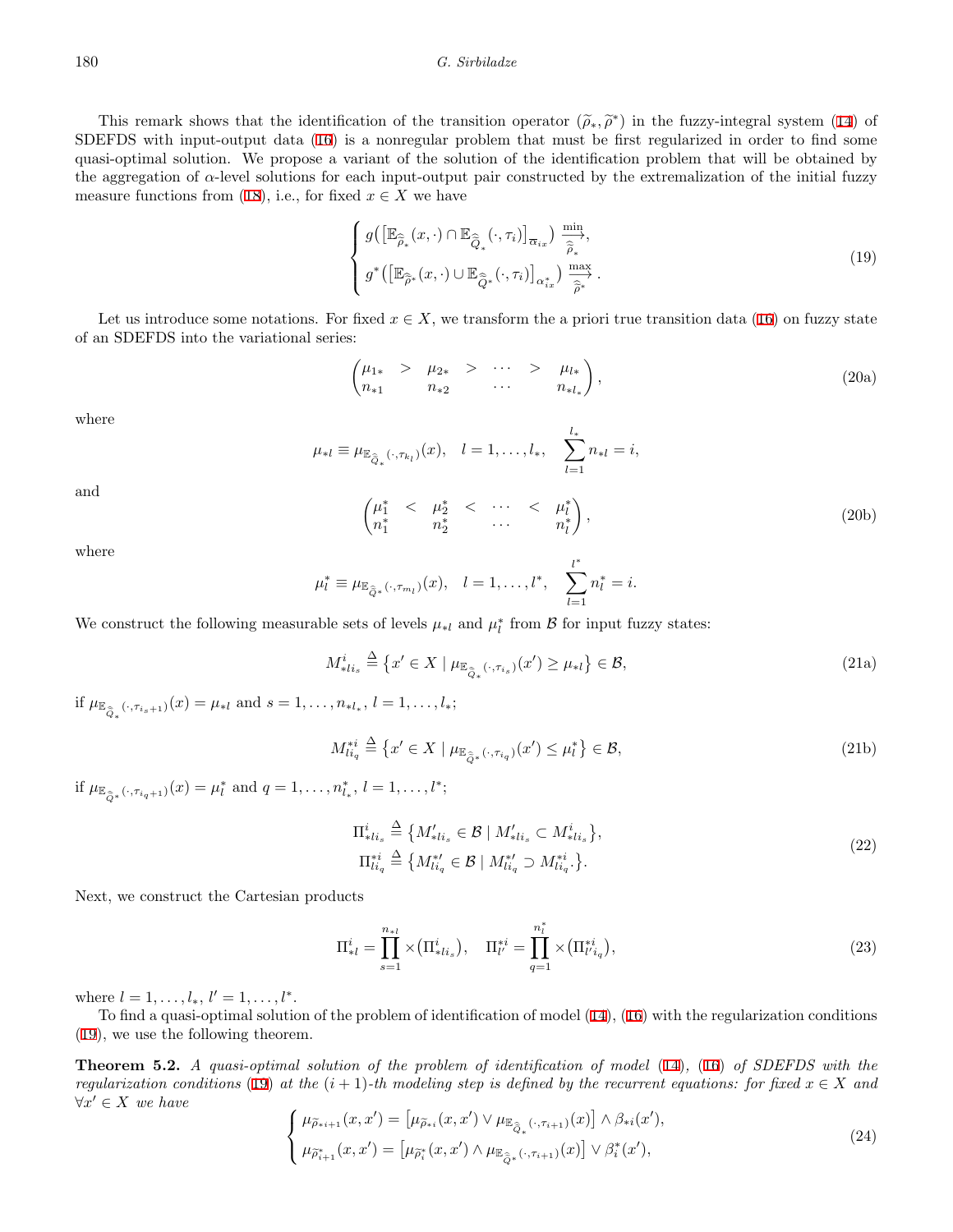This remark shows that the identification of the transition operator $(\widetilde{\rho}_*, \widetilde{\rho}^*)$ in the fuzzy-integral system (14) of SDEFDS with input-output data (16) is a nonregular problem that must be first regularized in order to find some quasi-optimal solution. We propose a variant of the solution of the identification problem that will be obtained by the aggregation of $\alpha$-level solutions for each input-output pair constructed by the extremalization of the initial fuzzy measure functions from (18), i.e., for fixed $x \in X$ we have

$$
\begin{cases}
g\big(\big[\mathbb{E}_{\widehat{\widetilde{\rho}}_*}(x,\cdot) \cap \mathbb{E}_{\widehat{\widetilde{Q}}_*}(\cdot,\tau_i)\big]_{\overline{\alpha}_{ix}}\big) \xrightarrow[\widehat{\widetilde{\rho}}_*]{\min}, \\
g^*\big(\big[\mathbb{E}_{\widehat{\widetilde{\rho}}^*}(x,\cdot) \cup \mathbb{E}_{\widehat{\widetilde{Q}}^*}(\cdot,\tau_i)\big]_{\alpha^*_{ix}}\big) \xrightarrow[\widehat{\widetilde{\rho}}^*]{\max}.
\end{cases} \tag{19}
$$

Let us introduce some notations. For fixed $x \in X$, we transform the a priori true transition data (16) on fuzzy state of an SDEFDS into the variational series:

$$
\begin{pmatrix}
\mu_{1*} & > & \mu_{2*} & > & \cdots & > & \mu_{l*} \\
n_{*1} & & n_{*2} & & \cdots & & n_{*l_*}
\end{pmatrix}, \tag{20a}
$$

where

$$
\mu_{*l} \equiv \mu_{\mathbb{E}_{\widehat{\widetilde{Q}}_*}(\cdot,\tau_{k_l})}(x), \quad l = 1,\dots,l_*, \quad \sum_{l=1}^{l_*} n_{*l} = i,
$$

and

$$
\begin{pmatrix}
\mu^*_1 & < & \mu^*_2 & < & \cdots & < & \mu^*_l \\
n^*_1 & & n^*_2 & & \cdots & & n^*_l
\end{pmatrix}, \tag{20b}
$$

where

$$
\mu^*_l \equiv \mu_{\mathbb{E}_{\widehat{\widetilde{Q}}^*}(\cdot,\tau_{m_l})}(x), \quad l = 1,\dots,l^*, \quad \sum_{l=1}^{l^*} n^*_l = i.
$$

We construct the following measurable sets of levels $\mu_{*l}$ and $\mu^*_l$ from $\mathcal{B}$ for input fuzzy states:

$$
M^i_{*li_s} \triangleq \big\{x' \in X \mid \mu_{\mathbb{E}_{\widehat{\widetilde{Q}}_*}(\cdot,\tau_{i_s})}(x') \geq \mu_{*l}\big\} \in \mathcal{B}, \tag{21a}
$$

if $\mu_{\mathbb{E}_{\widehat{\widetilde{Q}}_*}(\cdot,\tau_{i_s+1})}(x) = \mu_{*l}$ and $s = 1,\dots,n_{*l_*}$, $l = 1,\dots,l_*$;

$$
M^{*i}_{li_q} \triangleq \big\{x' \in X \mid \mu_{\mathbb{E}_{\widehat{\widetilde{Q}}^*}(\cdot,\tau_{i_q})}(x') \leq \mu^*_l\big\} \in \mathcal{B}, \tag{21b}
$$

if $\mu_{\mathbb{E}_{\widehat{\widetilde{Q}}^*}(\cdot,\tau_{i_q+1})}(x) = \mu^*_l$ and $q = 1,\dots,n^*_{l_*}$, $l = 1,\dots,l^*$;

$$
\begin{aligned}
\Pi^i_{*li_s} &\triangleq \big\{M'_{*li_s} \in \mathcal{B} \mid M'_{*li_s} \subset M^i_{*li_s}\big\}, \\
\Pi^{*i}_{li_q} &\triangleq \big\{M^{*\prime}_{li_q} \in \mathcal{B} \mid M^{*\prime}_{li_q} \supset M^{*i}_{li_q}.\big\}.
\end{aligned} \tag{22}
$$

Next, we construct the Cartesian products

$$
\Pi^i_{*l} = \prod_{s=1}^{n_{*l}} \times \big(\Pi^i_{*li_s}\big), \quad \Pi^{*i}_{l'} = \prod_{q=1}^{n^*_l} \times \big(\Pi^{*i}_{l'i_q}\big), \tag{23}
$$

where $l = 1,\dots,l_*$, $l' = 1,\dots,l^*$.

To find a quasi-optimal solution of the problem of identification of model (14), (16) with the regularization conditions (19), we use the following theorem.

**Theorem 5.2.** *A quasi-optimal solution of the problem of identification of model* (14), (16) *of SDEFDS with the regularization conditions* (19) *at the* $(i+1)$*-th modeling step is defined by the recurrent equations: for fixed* $x \in X$ *and* $\forall x' \in X$ *we have*

$$
\begin{cases}
\mu_{\widetilde{\rho}_{*i+1}}(x,x') = \big[\mu_{\widetilde{\rho}_{*i}}(x,x') \vee \mu_{\mathbb{E}_{\widehat{\widetilde{Q}}_*}(\cdot,\tau_{i+1})}(x)\big] \wedge \beta_{*i}(x'), \\
\mu_{\widetilde{\rho}^*_{i+1}}(x,x') = \big[\mu_{\widetilde{\rho}^*_i}(x,x') \wedge \mu_{\mathbb{E}_{\widehat{\widetilde{Q}}^*}(\cdot,\tau_{i+1})}(x)\big] \vee \beta^*_i(x'),
\end{cases} \tag{24}
$$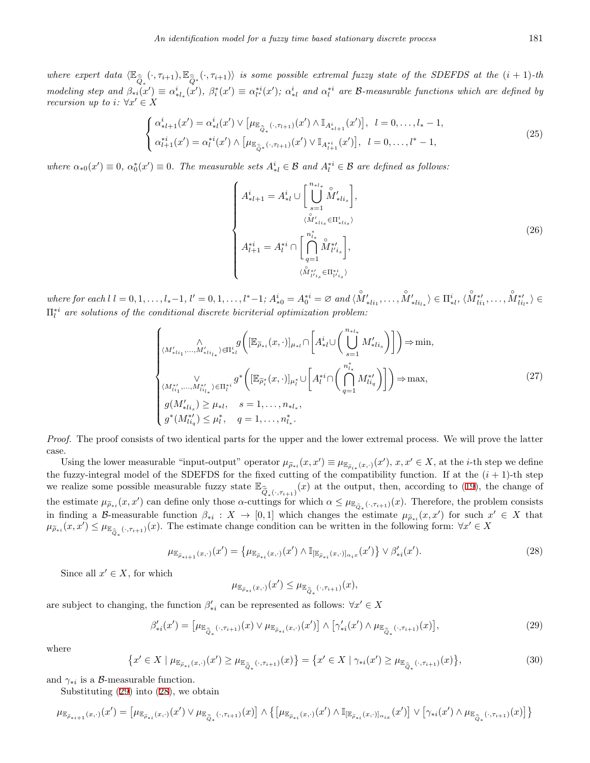*where expert data* $\langle \mathbb{E}_{\widehat{\widetilde{Q}}_*}(\cdot,\tau_{i+1}), \mathbb{E}_{\widehat{\widetilde{Q}}^*}(\cdot,\tau_{i+1})\rangle$ *is some possible extremal fuzzy state of the SDEFDS at the* $(i+1)$*-th modeling step and* $\beta_{*i}(x') \equiv \alpha^i_{*l_*}(x')$, $\beta^*_i(x') \equiv \alpha^{*i}_{l^*}(x')$; $\alpha^i_{*l}$ *and* $\alpha^{*i}_l$ *are* $\mathcal{B}$*-measurable functions which are defined by recursion up to* $i$: $\forall x' \in X$

$$
\begin{cases}
\alpha^i_{*l+1}(x') = \alpha^i_{*l}(x') \vee \left[\mu_{\mathbb{E}_{\widehat{\widetilde{Q}}_*}(\cdot,\tau_{l+1})}(x') \wedge \mathbb{I}_{A^i_{*l+1}}(x')\right], \quad l = 0,\dots,l_*-1,\\
\alpha^{*i}_{l+1}(x') = \alpha^{*i}_l(x') \wedge \left[\mu_{\mathbb{E}_{\widehat{\widetilde{Q}}^*}(\cdot,\tau_{l+1})}(x') \vee \mathbb{I}_{A^{*i}_{l+1}}(x')\right], \quad l = 0,\dots,l^*-1,
\end{cases}
\tag{25}
$$

*where* $\alpha_{*0}(x') \equiv 0$, $\alpha^*_0(x') \equiv 0$. *The measurable sets* $A^i_{*l} \in \mathcal{B}$ *and* $A^{*i}_l \in \mathcal{B}$ *are defined as follows:*

$$
\begin{cases}
A^i_{*l+1} = A^i_{*l} \cup \Bigg[ \bigcup\limits_{\substack{s=1\\ \langle \mathring{M}'_{*li_s} \in \Pi^i_{*li_s}\rangle}}^{n_{*l_*}} \mathring{M}'_{*li_s} \Bigg],\\
A^{*i}_{l+1} = A^{*i}_l \cap \Bigg[ \bigcap\limits_{\substack{q=1\\ \langle \mathring{M}^{*\prime}_{l'i_s} \in \Pi^{*i}_{l'i_s}\rangle}}^{n^*_{l_*}} \mathring{M}^{*\prime}_{l'i_s} \Bigg],
\end{cases}
\tag{26}
$$

*where for each* $l$ $l = 0,1,\dots,l_*-1$, $l' = 0,1,\dots,l^*-1$; $A^i_{*0} = A^{*i}_0 = \varnothing$ *and* $\langle \mathring{M}'_{*li_1},\dots,\mathring{M}'_{*li_{l_*}}\rangle \in \Pi^i_{*l}$, $\langle \mathring{M}^{*\prime}_{li_1},\dots,\mathring{M}^{*\prime}_{li_{l^*}}\rangle \in \Pi^{*i}_l$ *are solutions of the conditional discrete bicriterial optimization problem:*

$$
\begin{cases}
\bigwedge\limits_{\langle M'_{*li_1},\dots,M'_{*li_{l_*}}\rangle \in \Pi^i_{*l}} g\Bigg( [\mathbb{E}_{\widetilde{\rho}_{*i}}(x,\cdot)]_{\mu_{*l}} \cap \Bigg[ A^i_{*l} \cup \Bigg( \bigcup\limits_{s=1}^{n_{*l_*}} M'_{*li_s} \Bigg)\Bigg]\Bigg) \Rightarrow \min,\\
\bigvee\limits_{\langle M^{*\prime}_{li_1},\dots,M^{*\prime}_{li_{l_*}}\rangle \in \Pi^{*i}_l} g^*\Bigg( [\mathbb{E}_{\widetilde{\rho}^*_i}(x,\cdot)]_{\mu^*_l} \cup \Bigg[ A^{*i}_l \cap \Bigg( \bigcap\limits_{q=1}^{n^*_{l_*}} M^{*\prime}_{li_q} \Bigg)\Bigg]\Bigg) \Rightarrow \max,\\
g(M'_{*li_s}) \geq \mu_{*l}, \quad s = 1,\dots,n_{*l_*},\\
g^*(M^{*\prime}_{li_q}) \leq \mu^*_l, \quad q = 1,\dots,n^*_{l_*}.
\end{cases}
\tag{27}
$$

*Proof.* The proof consists of two identical parts for the upper and the lower extremal process. We will prove the latter case.

Using the lower measurable "input-output" operator $\mu_{\widetilde{\rho}_{*i}}(x,x') \equiv \mu_{\mathbb{E}_{\widetilde{\rho}_{i*}}(x,\cdot)}(x')$, $x,x' \in X$, at the $i$-th step we define the fuzzy-integral model of the SDEFDS for the fixed cutting of the compatibility function. If at the $(i+1)$-th step we realize some possible measurable fuzzy state $\mathbb{E}_{\widehat{\widetilde{Q}}_*(\cdot,\tau_{i+1})}(x)$ at the output, then, according to (19), the change of the estimate $\mu_{\widetilde{\rho}_{*i}}(x,x')$ can define only those $\alpha$-cuttings for which $\alpha \leq \mu_{\mathbb{E}_{\widehat{\widetilde{Q}}_*}(\cdot,\tau_{i+1})}(x)$. Therefore, the problem consists in finding a $\mathcal{B}$-measurable function $\beta_{*i} : X \to [0,1]$ which changes the estimate $\mu_{\widetilde{\rho}_{*i}}(x,x')$ for such $x' \in X$ that $\mu_{\widetilde{\rho}_{*i}}(x,x') \leq \mu_{\mathbb{E}_{\widehat{\widetilde{Q}}_*}(\cdot,\tau_{i+1})}(x)$. The estimate change condition can be written in the following form: $\forall x' \in X$

$$
\mu_{\mathbb{E}_{\widetilde{\rho}_{*i+1}}(x,\cdot)}(x') = \left\{ \mu_{\mathbb{E}_{\widetilde{\rho}_{*i}}(x,\cdot)}(x') \wedge \mathbb{I}_{[\mathbb{E}_{\widetilde{\rho}_{*i}}(x,\cdot)]_{\alpha_i x}}(x') \right\} \vee \beta'_{*i}(x').
\tag{28}
$$

Since all $x' \in X$, for which

$$
\mu_{\mathbb{E}_{\widetilde{\rho}_{*i}}(x,\cdot)}(x') \leq \mu_{\mathbb{E}_{\widehat{\widetilde{Q}}_*}(\cdot,\tau_{i+1})}(x),
$$

are subject to changing, the function $\beta'_{*i}$ can be represented as follows: $\forall x' \in X$

$$
\beta'_{*i}(x') = \left[ \mu_{\mathbb{E}_{\widehat{\widetilde{Q}}_*}(\cdot,\tau_{i+1})}(x) \vee \mu_{\mathbb{E}_{\widetilde{\rho}_{*i}}(x,\cdot)}(x') \right] \wedge \left[ \gamma'_{*i}(x') \wedge \mu_{\mathbb{E}_{\widehat{\widetilde{Q}}_*}(\cdot,\tau_{i+1})}(x) \right],
\tag{29}
$$

where

$$
\left\{ x' \in X \mid \mu_{\mathbb{E}_{\widetilde{\rho}_{*i}}(x,\cdot)}(x') \geq \mu_{\mathbb{E}_{\widehat{\widetilde{Q}}_*}(\cdot,\tau_{i+1})}(x) \right\} = \left\{ x' \in X \mid \gamma_{*i}(x') \geq \mu_{\mathbb{E}_{\widehat{\widetilde{Q}}_*}(\cdot,\tau_{i+1})}(x) \right\},
\tag{30}
$$

and $\gamma_{*i}$ is a $\mathcal{B}$-measurable function.

Substituting (29) into (28), we obtain

$$
\mu_{\mathbb{E}_{\widetilde{\rho}_{*i+1}}(x,\cdot)}(x') = \left[ \mu_{\mathbb{E}_{\widetilde{\rho}_{*i}}(x,\cdot)}(x') \vee \mu_{\mathbb{E}_{\widehat{\widetilde{Q}}_*}(\cdot,\tau_{i+1})}(x) \right] \wedge \left\{ \left[ \mu_{\mathbb{E}_{\widetilde{\rho}_{*i}}(x,\cdot)}(x') \wedge \mathbb{I}_{[\mathbb{E}_{\widetilde{\rho}_{*i}}(x,\cdot)]_{\alpha_{ix}}}(x') \right] \vee \left[ \gamma_{*i}(x') \wedge \mu_{\mathbb{E}_{\widehat{\widetilde{Q}}_*}(\cdot,\tau_{i+1})}(x) \right] \right\}
$$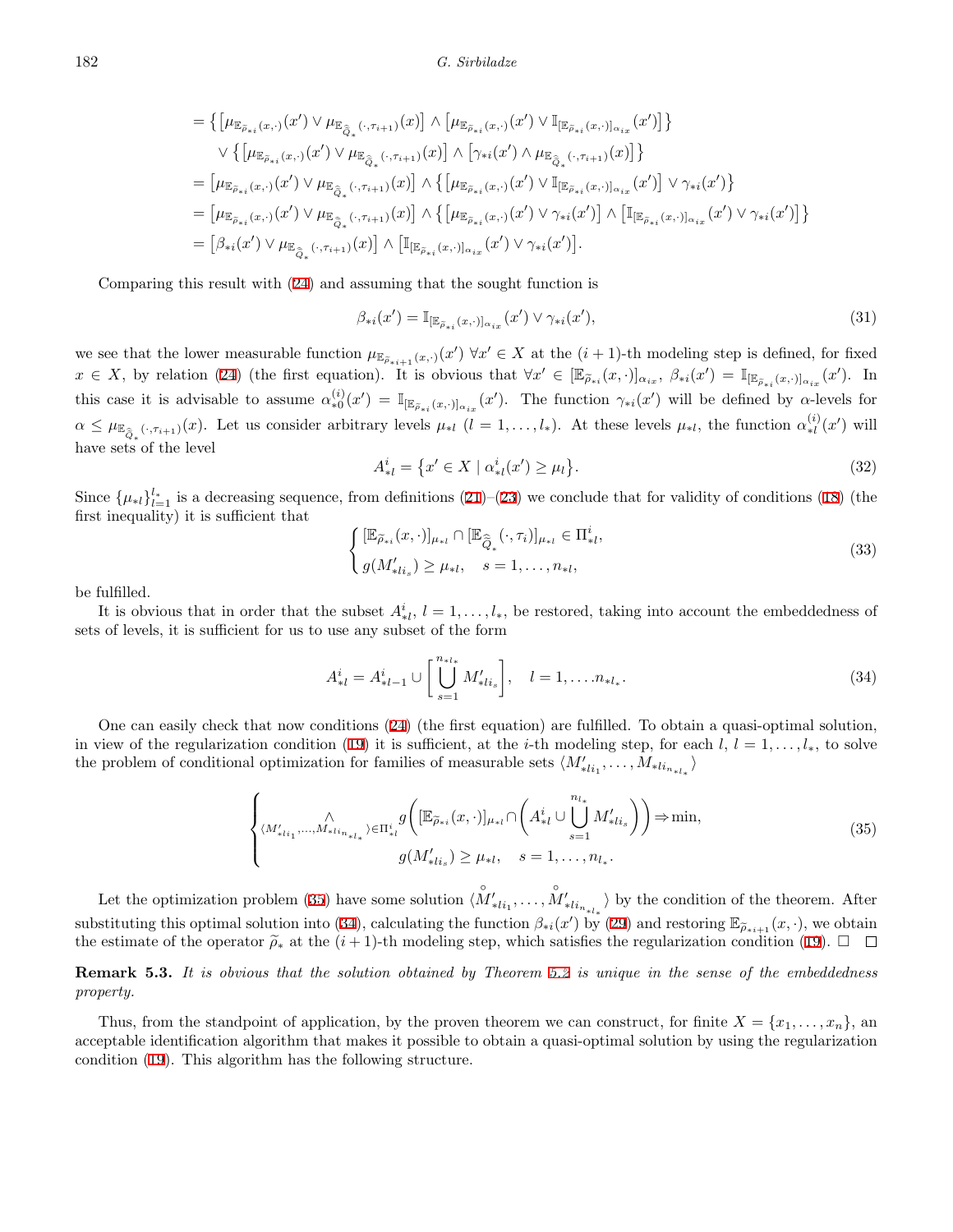$$
\begin{aligned}
&= \big\{ \big[\mu_{\mathbb{E}_{\widetilde{\rho}_{*i}}(x,\cdot)}(x') \vee \mu_{\mathbb{E}_{\widehat{\widetilde{Q}}_*}(\cdot,\tau_{i+1})}(x)\big] \wedge \big[\mu_{\mathbb{E}_{\widetilde{\rho}_{*i}}(x,\cdot)}(x') \vee \mathbb{I}_{[\mathbb{E}_{\widetilde{\rho}_{*i}}(x,\cdot)]_{\alpha_{ix}}}(x')\big] \big\} \\
&\quad \vee \big\{ \big[\mu_{\mathbb{E}_{\widetilde{\rho}_{*i}}(x,\cdot)}(x') \vee \mu_{\mathbb{E}_{\widehat{\widetilde{Q}}_*}(\cdot,\tau_{i+1})}(x)\big] \wedge \big[\gamma_{*i}(x') \wedge \mu_{\mathbb{E}_{\widehat{\widetilde{Q}}_*}(\cdot,\tau_{i+1})}(x)\big] \big\} \\
&= \big[\mu_{\mathbb{E}_{\widetilde{\rho}_{*i}}(x,\cdot)}(x') \vee \mu_{\mathbb{E}_{\widehat{\widetilde{Q}}_*}(\cdot,\tau_{i+1})}(x)\big] \wedge \big\{ \big[\mu_{\mathbb{E}_{\widetilde{\rho}_{*i}}(x,\cdot)}(x') \vee \mathbb{I}_{[\mathbb{E}_{\widetilde{\rho}_{*i}}(x,\cdot)]_{\alpha_{ix}}}(x')\big] \vee \gamma_{*i}(x') \big\} \\
&= \big[\mu_{\mathbb{E}_{\widetilde{\rho}_{*i}}(x,\cdot)}(x') \vee \mu_{\mathbb{E}_{\widehat{\widetilde{Q}}_*}(\cdot,\tau_{i+1})}(x)\big] \wedge \big\{ \big[\mu_{\mathbb{E}_{\widetilde{\rho}_{*i}}(x,\cdot)}(x') \vee \gamma_{*i}(x')\big] \wedge \big[\mathbb{I}_{[\mathbb{E}_{\widetilde{\rho}_{*i}}(x,\cdot)]_{\alpha_{ix}}}(x') \vee \gamma_{*i}(x')\big] \big\} \\
&= \big[\beta_{*i}(x') \vee \mu_{\mathbb{E}_{\widehat{\widetilde{Q}}_*}(\cdot,\tau_{i+1})}(x)\big] \wedge \big[\mathbb{I}_{[\mathbb{E}_{\widetilde{\rho}_{*i}}(x,\cdot)]_{\alpha_{ix}}}(x') \vee \gamma_{*i}(x')\big].
\end{aligned}
$$

Comparing this result with (24) and assuming that the sought function is

$$
\beta_{*i}(x') = \mathbb{I}_{[\mathbb{E}_{\widetilde{\rho}_{*i}}(x,\cdot)]_{\alpha_{ix}}}(x') \vee \gamma_{*i}(x'), \tag{31}
$$

we see that the lower measurable function $\mu_{\mathbb{E}_{\widetilde{\rho}_{*i+1}}(x,\cdot)}(x')$ $\forall x' \in X$ at the $(i+1)$-th modeling step is defined, for fixed $x \in X$, by relation (24) (the first equation). It is obvious that $\forall x' \in [\mathbb{E}_{\widetilde{\rho}_{*i}}(x,\cdot)]_{\alpha_{ix}}$, $\beta_{*i}(x') = \mathbb{I}_{[\mathbb{E}_{\widetilde{\rho}_{*i}}(x,\cdot)]_{\alpha_{ix}}}(x')$. In this case it is advisable to assume $\alpha^{(i)}_{*0}(x') = \mathbb{I}_{[\mathbb{E}_{\widetilde{\rho}_{*i}}(x,\cdot)]_{\alpha_{ix}}}(x')$. The function $\gamma_{*i}(x')$ will be defined by $\alpha$-levels for $\alpha \le \mu_{\mathbb{E}_{\widehat{\widetilde{Q}}_*}(\cdot,\tau_{i+1})}(x)$. Let us consider arbitrary levels $\mu_{*l}$ $(l = 1, \dots, l_*)$. At these levels $\mu_{*l}$, the function $\alpha^{(i)}_{*l}(x')$ will have sets of the level

$$
A^i_{*l} = \big\{ x' \in X \mid \alpha^i_{*l}(x') \ge \mu_l \big\}. \tag{32}
$$

Since $\{\mu_{*l}\}_{l=1}^{l_*}$ is a decreasing sequence, from definitions (21)–(23) we conclude that for validity of conditions (18) (the first inequality) it is sufficient that

$$
\begin{cases}
[\mathbb{E}_{\widetilde{\rho}_{*i}}(x,\cdot)]_{\mu_{*l}} \cap [\mathbb{E}_{\widehat{\widetilde{Q}}_*}(\cdot,\tau_i)]_{\mu_{*l}} \in \Pi^i_{*l}, \\
g(M'_{*li_s}) \ge \mu_{*l}, \quad s = 1, \dots, n_{*l},
\end{cases} \tag{33}
$$

be fulfilled.

It is obvious that in order that the subset $A^i_{*l}$, $l = 1, \dots, l_*$, be restored, taking into account the embeddedness of sets of levels, it is sufficient for us to use any subset of the form

$$
A^i_{*l} = A^i_{*l-1} \cup \Bigg[ \bigcup_{s=1}^{n_{*l_*}} M'_{*li_s} \Bigg], \quad l = 1, \dots . n_{*l_*}. \tag{34}
$$

One can easily check that now conditions (24) (the first equation) are fulfilled. To obtain a quasi-optimal solution, in view of the regularization condition (19) it is sufficient, at the $i$-th modeling step, for each $l$, $l = 1, \dots, l_*$, to solve the problem of conditional optimization for families of measurable sets $\langle M'_{*li_1}, \dots, M_{*li_{n_{*l_*}}} \rangle$

$$
\begin{cases}
\displaystyle\bigwedge_{\langle M'_{*li_1}, \dots, M_{*li_{n_{*l_*}}} \rangle \in \Pi^i_{*l}} g\Bigg( [\mathbb{E}_{\widetilde{\rho}_{*i}}(x,\cdot)]_{\mu_{*l}} \cap \Bigg( A^i_{*l} \cup \bigcup_{s=1}^{n_{l_*}} M'_{*li_s} \Bigg) \Bigg) \Rightarrow \min, \\
g(M'_{*li_s}) \ge \mu_{*l}, \quad s = 1, \dots, n_{l_*}.
\end{cases} \tag{35}
$$

Let the optimization problem (35) have some solution $\langle \overset{\circ}{M}{}'_{*li_1}, \dots, \overset{\circ}{M}{}'_{*li_{n_{*l_*}}} \rangle$ by the condition of the theorem. After substituting this optimal solution into (34), calculating the function $\beta_{*i}(x')$ by (29) and restoring $\mathbb{E}_{\widetilde{\rho}_{*i+1}}(x,\cdot)$, we obtain the estimate of the operator $\widetilde{\rho}_*$ at the $(i+1)$-th modeling step, which satisfies the regularization condition (19). □ □

**Remark 5.3.** *It is obvious that the solution obtained by Theorem 5.2 is unique in the sense of the embeddedness property.*

Thus, from the standpoint of application, by the proven theorem we can construct, for finite $X = \{x_1, \dots, x_n\}$, an acceptable identification algorithm that makes it possible to obtain a quasi-optimal solution by using the regularization condition (19). This algorithm has the following structure.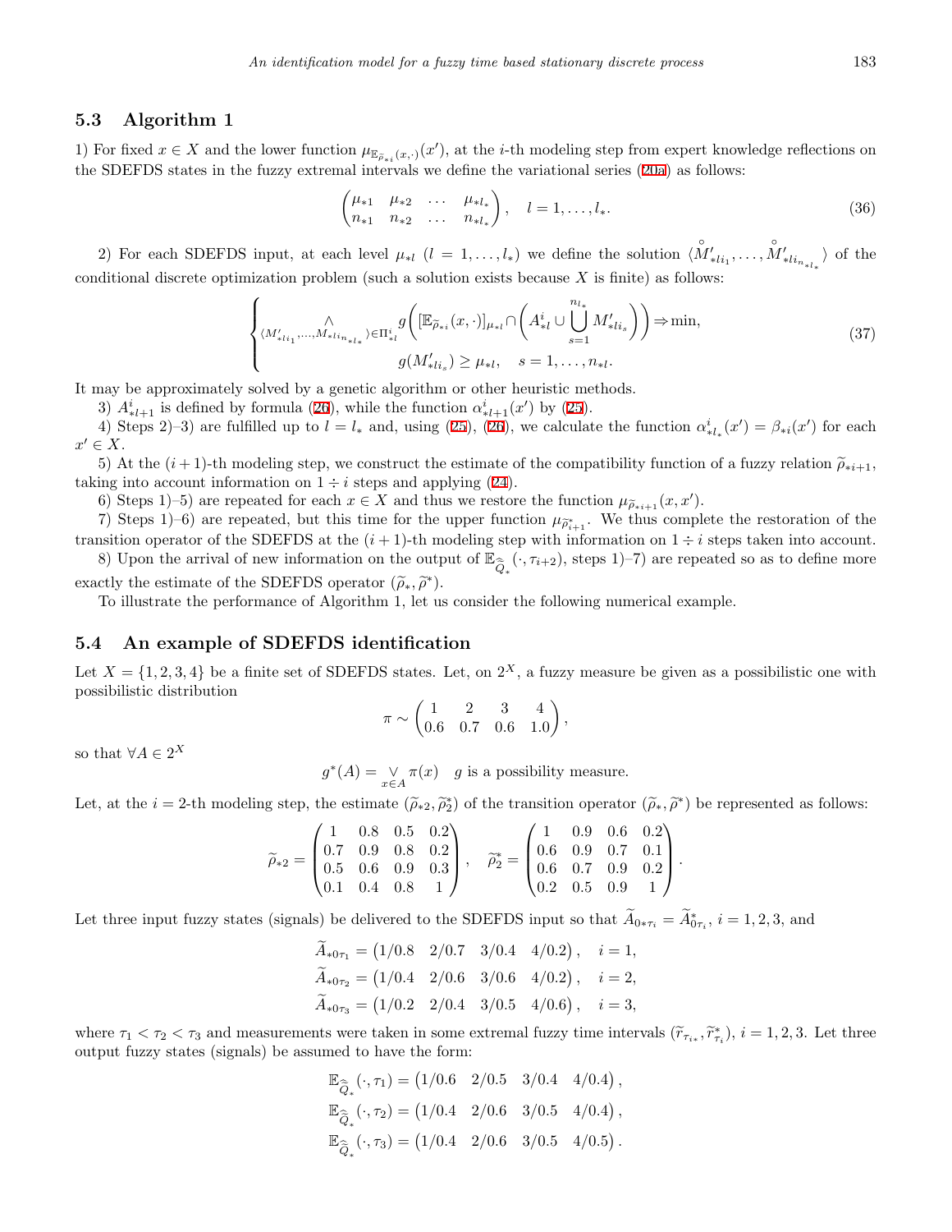### 5.3 Algorithm 1

1) For fixed $x \in X$ and the lower function $\mu_{\mathbb{E}_{\widetilde{\rho}_{*i}}(x,\cdot)}(x')$, at the $i$-th modeling step from expert knowledge reflections on the SDEFDS states in the fuzzy extremal intervals we define the variational series (20a) as follows:

$$\begin{pmatrix} \mu_{*1} & \mu_{*2} & \dots & \mu_{*l_*} \\ n_{*1} & n_{*2} & \dots & n_{*l_*} \end{pmatrix}, \quad l = 1, \dots, l_*. \tag{36}$$

2) For each SDEFDS input, at each level $\mu_{*l}$ $(l = 1, \dots, l_*)$ we define the solution $\langle \mathring{M}'_{*li_1}, \dots, \mathring{M}'_{*li_{n_{*l_*}}} \rangle$ of the conditional discrete optimization problem (such a solution exists because $X$ is finite) as follows:

$$\begin{cases} \underset{\langle M'_{*li_1}, \dots, M'_{*li_{n_{*l_*}}} \rangle \in \Pi^i_{*l}}{\wedge} g\Bigg( [\mathbb{E}_{\widetilde{\rho}_{*i}}(x,\cdot)]_{\mu_{*l}} \cap \Bigg( A^i_{*l} \cup \bigcup\limits_{s=1}^{n_{l_*}} M'_{*li_s} \Bigg) \Bigg) \Rightarrow \min, \\ g(M'_{*li_s}) \geq \mu_{*l}, \quad s = 1, \dots, n_{*l}. \end{cases} \tag{37}$$

It may be approximately solved by a genetic algorithm or other heuristic methods.

3) $A^i_{*l+1}$ is defined by formula (26), while the function $\alpha^i_{*l+1}(x')$ by (25).

4) Steps 2)–3) are fulfilled up to $l = l_*$ and, using (25), (26), we calculate the function $\alpha^i_{*l_*}(x') = \beta_{*i}(x')$ for each $x' \in X$.

5) At the $(i+1)$-th modeling step, we construct the estimate of the compatibility function of a fuzzy relation $\widetilde{\rho}_{*i+1}$, taking into account information on $1 \div i$ steps and applying (24).

6) Steps 1)–5) are repeated for each $x \in X$ and thus we restore the function $\mu_{\widetilde{\rho}_{*i+1}}(x, x')$.

7) Steps 1)–6) are repeated, but this time for the upper function $\mu_{\widetilde{\rho}^*_{i+1}}$. We thus complete the restoration of the transition operator of the SDEFDS at the $(i+1)$-th modeling step with information on $1 \div i$ steps taken into account.

8) Upon the arrival of new information on the output of $\mathbb{E}_{\widehat{\widetilde{Q}}_*}(\cdot, \tau_{i+2})$, steps 1)–7) are repeated so as to define more exactly the estimate of the SDEFDS operator $(\widetilde{\rho}_*, \widetilde{\rho}^*)$.

To illustrate the performance of Algorithm 1, let us consider the following numerical example.

### 5.4 An example of SDEFDS identification

Let $X = \{1, 2, 3, 4\}$ be a finite set of SDEFDS states. Let, on $2^X$, a fuzzy measure be given as a possibilistic one with possibilistic distribution

$$\pi \sim \begin{pmatrix} 1 & 2 & 3 & 4 \\ 0.6 & 0.7 & 0.6 & 1.0 \end{pmatrix},$$

so that $\forall A \in 2^X$

$$g^*(A) = \underset{x \in A}{\vee} \pi(x) \quad g \text{ is a possibility measure.}$$

Let, at the $i = 2$-th modeling step, the estimate $(\widetilde{\rho}_{*2}, \widetilde{\rho}^*_2)$ of the transition operator $(\widetilde{\rho}_*, \widetilde{\rho}^*)$ be represented as follows:

$$\widetilde{\rho}_{*2} = \begin{pmatrix} 1 & 0.8 & 0.5 & 0.2 \\ 0.7 & 0.9 & 0.8 & 0.2 \\ 0.5 & 0.6 & 0.9 & 0.3 \\ 0.1 & 0.4 & 0.8 & 1 \end{pmatrix}, \quad \widetilde{\rho}^*_2 = \begin{pmatrix} 1 & 0.9 & 0.6 & 0.2 \\ 0.6 & 0.9 & 0.7 & 0.1 \\ 0.6 & 0.7 & 0.9 & 0.2 \\ 0.2 & 0.5 & 0.9 & 1 \end{pmatrix}.$$

Let three input fuzzy states (signals) be delivered to the SDEFDS input so that $\widetilde{A}_{0*\tau_i} = \widetilde{A}^*_{0\tau_i}$, $i = 1, 2, 3$, and

$$\begin{aligned} \widetilde{A}_{*0\tau_1} &= \begin{pmatrix} 1/0.8 & 2/0.7 & 3/0.4 & 4/0.2 \end{pmatrix}, \quad i = 1, \\ \widetilde{A}_{*0\tau_2} &= \begin{pmatrix} 1/0.4 & 2/0.6 & 3/0.6 & 4/0.2 \end{pmatrix}, \quad i = 2, \\ \widetilde{A}_{*0\tau_3} &= \begin{pmatrix} 1/0.2 & 2/0.4 & 3/0.5 & 4/0.6 \end{pmatrix}, \quad i = 3, \end{aligned}$$

where $\tau_1 < \tau_2 < \tau_3$ and measurements were taken in some extremal fuzzy time intervals $(\widetilde{r}_{\tau_{i*}}, \widetilde{r}^*_{\tau_i})$, $i = 1, 2, 3$. Let three output fuzzy states (signals) be assumed to have the form:

$$\begin{aligned} \mathbb{E}_{\widehat{\widetilde{Q}}_*}(\cdot, \tau_1) &= \begin{pmatrix} 1/0.6 & 2/0.5 & 3/0.4 & 4/0.4 \end{pmatrix}, \\ \mathbb{E}_{\widehat{\widetilde{Q}}_*}(\cdot, \tau_2) &= \begin{pmatrix} 1/0.4 & 2/0.6 & 3/0.5 & 4/0.4 \end{pmatrix}, \\ \mathbb{E}_{\widehat{\widetilde{Q}}_*}(\cdot, \tau_3) &= \begin{pmatrix} 1/0.4 & 2/0.6 & 3/0.5 & 4/0.5 \end{pmatrix}. \end{aligned}$$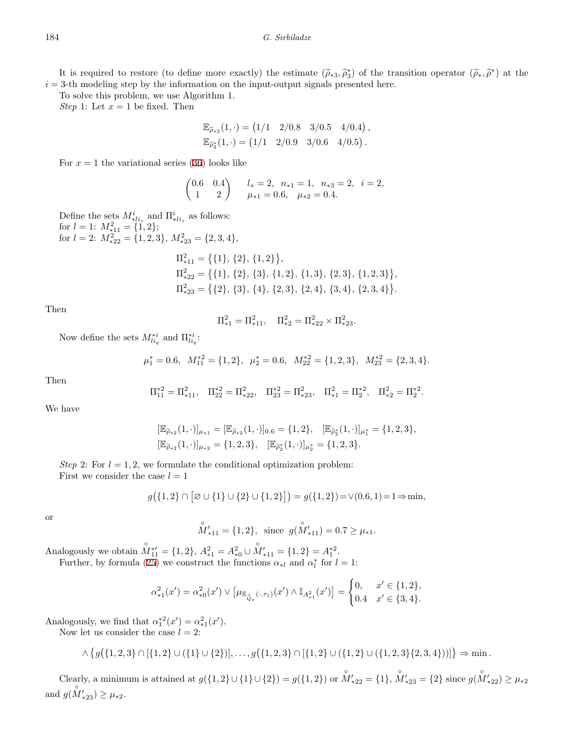It is required to restore (to define more exactly) the estimate $(\widetilde{\rho}_{*3}, \widetilde{\rho}_3^*)$ of the transition operator $(\widetilde{\rho}_*, \widetilde{\rho}^*)$ at the $i = 3$-th modeling step by the information on the input-output signals presented here.

To solve this problem, we use Algorithm 1.

*Step* 1: Let $x = 1$ be fixed. Then

$$\mathbb{E}_{\widetilde{\rho}_{*2}}(1, \cdot) = \begin{pmatrix} 1/1 & 2/0.8 & 3/0.5 & 4/0.4 \end{pmatrix},$$
$$\mathbb{E}_{\widetilde{\rho}_2^*}(1, \cdot) = \begin{pmatrix} 1/1 & 2/0.9 & 3/0.6 & 4/0.5 \end{pmatrix}.$$

For $x = 1$ the variational series (36) looks like

$$\begin{pmatrix} 0.6 & 0.4 \\ 1 & 2 \end{pmatrix} \qquad \begin{matrix} l_* = 2, \; n_{*1} = 1, \; n_{*3} = 2, \; i = 2, \\ \mu_{*1} = 0.6, \quad \mu_{*2} = 0.4. \end{matrix}$$

Define the sets $M_{*li_s}^i$ and $\Pi_{*li_s}^i$ as follows:
for $l = 1$: $M_{*11}^2 = \{1, 2\}$;
for $l = 2$: $M_{*22}^2 = \{1, 2, 3\}$, $M_{*23}^2 = \{2, 3, 4\}$,

$$\Pi_{*11}^2 = \big\{\{1\}, \{2\}, \{1, 2\}\big\},$$
$$\Pi_{*22}^2 = \big\{\{1\}, \{2\}, \{3\}, \{1, 2\}, \{1, 3\}, \{2, 3\}, \{1, 2, 3\}\big\},$$
$$\Pi_{*23}^2 = \big\{\{2\}, \{3\}, \{4\}, \{2, 3\}, \{2, 4\}, \{3, 4\}, \{2, 3, 4\}\big\}.$$

Then

$$\Pi_{*1}^2 = \Pi_{*11}^2, \quad \Pi_{*2}^2 = \Pi_{*22}^2 \times \Pi_{*23}^2.$$

Now define the sets $M_{li_q}^{*i}$ and $\Pi_{li_q}^{*i}$:

$$\mu_1^* = 0.6, \;\; M_{11}^{*2} = \{1, 2\}, \;\; \mu_2^* = 0.6, \;\; M_{22}^{*2} = \{1, 2, 3\}, \;\; M_{23}^{*2} = \{2, 3, 4\}.$$

Then

$$\Pi_{11}^{*2} = \Pi_{*11}^2, \quad \Pi_{22}^{*2} = \Pi_{*22}^2, \quad \Pi_{23}^{*2} = \Pi_{*23}^2, \quad \Pi_{*1}^2 = \Pi_2^{*2}, \quad \Pi_{*2}^2 = \Pi_2^{*2}.$$

We have

$$[\mathbb{E}_{\widetilde{\rho}_{*2}}(1, \cdot)]_{\mu_{*1}} = [\mathbb{E}_{\widetilde{\rho}_{*2}}(1, \cdot)]_{0.6} = \{1, 2\}, \quad [\mathbb{E}_{\widetilde{\rho}_2^*}(1, \cdot)]_{\mu_1^*} = \{1, 2, 3\},$$
$$[\mathbb{E}_{\widetilde{\rho}_{*2}}(1, \cdot)]_{\mu_{*2}} = \{1, 2, 3\}, \quad [\mathbb{E}_{\widetilde{\rho}_2^*}(1, \cdot)]_{\mu_2^*} = \{1, 2, 3\}.$$

*Step* 2: For $l = 1, 2$, we formulate the conditional optimization problem:
First we consider the case $l = 1$

$$g\big(\{1, 2\} \cap \big[\varnothing \cup \{1\} \cup \{2\} \cup \{1, 2\}\big]\big) = g(\{1, 2\}) = \vee(0.6, 1) = 1 \Rightarrow \min,$$

or

$$\overset{\circ}{M}{}'_{*11} = \{1, 2\}, \;\; \text{since} \;\; g(\overset{\circ}{M}{}'_{*11}) = 0.7 \geq \mu_{*1}.$$

Analogously we obtain $\overset{\circ}{M}{}^{*\prime}_{11} = \{1, 2\}$, $A_{*1}^2 = A_{*0}^2 \cup \overset{\circ}{M}{}'_{*11} = \{1, 2\} = A_1^{*2}$.

Further, by formula (25) we construct the functions $\alpha_{*l}$ and $\alpha_l^*$ for $l = 1$:

$$\alpha_{*1}^2(x') = \alpha_{*0}^2(x') \vee \big[\mu_{\mathbb{E}_{\widehat{Q}_*}(\cdot, \tau_1)}(x') \wedge \mathbb{I}_{A_{*1}^2}(x')\big] = \begin{cases} 0, & x' \in \{1, 2\}, \\ 0.4 & x' \in \{3, 4\}. \end{cases}$$

Analogously, we find that $\alpha_1^{*2}(x') = \alpha_{*1}^2(x')$.

Now let us consider the case $l = 2$:

$$\wedge \big\{g\big(\{1, 2, 3\} \cap [\{1, 2\} \cup (\{1\} \cup \{2\})]\big), \ldots, g\big(\{1, 2, 3\} \cap [\{1, 2\} \cup (\{1, 2\} \cup (\{1, 2, 3\}\{2, 3, 4\}))]\big)\big\} \Rightarrow \min.$$

Clearly, a minimum is attained at $g(\{1, 2\} \cup \{1\} \cup \{2\}) = g(\{1, 2\})$ or $\overset{\circ}{M}{}'_{*22} = \{1\}$, $\overset{\circ}{M}{}'_{*23} = \{2\}$ since $g(\overset{\circ}{M}{}'_{*22}) \geq \mu_{*2}$ and $g(\overset{\circ}{M}{}'_{*23}) \geq \mu_{*2}$.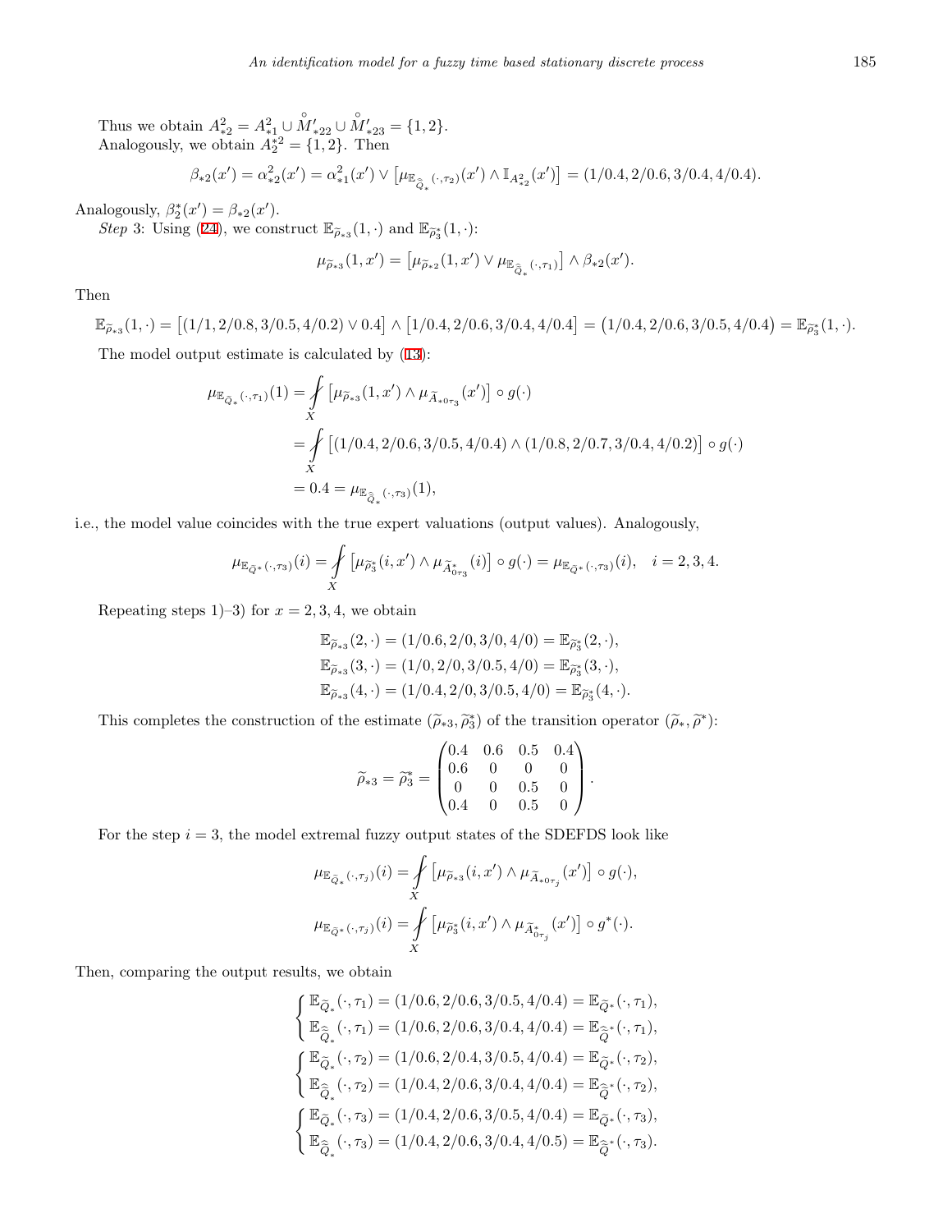Thus we obtain $A^2_{*2} = A^2_{*1} \cup \overset{\circ}{M}'_{*22} \cup \overset{\circ}{M}'_{*23} = \{1, 2\}$.

Analogously, we obtain $A^{*2}_2 = \{1, 2\}$. Then

$$\beta_{*2}(x') = \alpha^2_{*2}(x') = \alpha^2_{*1}(x') \vee \left[\mu_{\mathbb{E}_{\widehat{\widetilde{Q}}_*}(\cdot,\tau_2)}(x') \wedge \mathbb{I}_{A^2_{*2}}(x')\right] = (1/0.4, 2/0.6, 3/0.4, 4/0.4).$$

Analogously, $\beta^*_2(x') = \beta_{*2}(x')$.

*Step* 3: Using (24), we construct $\mathbb{E}_{\widetilde{\rho}_{*3}}(1,\cdot)$ and $\mathbb{E}_{\widetilde{\rho}^*_3}(1,\cdot)$:

$$\mu_{\widetilde{\rho}_{*3}}(1, x') = \left[\mu_{\widetilde{\rho}_{*2}}(1, x') \vee \mu_{\mathbb{E}_{\widehat{\widetilde{Q}}_*}(\cdot,\tau_1)}\right] \wedge \beta_{*2}(x').$$

Then

$$\mathbb{E}_{\widetilde{\rho}_{*3}}(1,\cdot) = \left[(1/1, 2/0.8, 3/0.5, 4/0.2) \vee 0.4\right] \wedge \left[1/0.4, 2/0.6, 3/0.4, 4/0.4\right] = \left(1/0.4, 2/0.6, 3/0.5, 4/0.4\right) = \mathbb{E}_{\widetilde{\rho}^*_3}(1,\cdot).$$

The model output estimate is calculated by (13):

$$\begin{aligned}
\mu_{\mathbb{E}_{\widetilde{Q}_*}(\cdot,\tau_1)}(1) &= \underset{X}{⨍} \left[\mu_{\widetilde{\rho}_{*3}}(1, x') \wedge \mu_{\widetilde{A}_{*0\tau_3}}(x')\right] \circ g(\cdot) \\
&= \underset{X}{⨍} \left[(1/0.4, 2/0.6, 3/0.5, 4/0.4) \wedge (1/0.8, 2/0.7, 3/0.4, 4/0.2)\right] \circ g(\cdot) \\
&= 0.4 = \mu_{\mathbb{E}_{\widehat{\widetilde{Q}}_*}(\cdot,\tau_3)}(1),
\end{aligned}$$

i.e., the model value coincides with the true expert valuations (output values). Analogously,

$$\mu_{\mathbb{E}_{\widetilde{Q}^*}(\cdot,\tau_3)}(i) = \underset{X}{⨍} \left[\mu_{\widetilde{\rho}^*_3}(i, x') \wedge \mu_{\widetilde{A}^*_{0\tau_3}}(i)\right] \circ g(\cdot) = \mu_{\mathbb{E}_{\widetilde{Q}^*}(\cdot,\tau_3)}(i), \quad i = 2, 3, 4.$$

Repeating steps 1)–3) for $x = 2, 3, 4$, we obtain

$$\begin{aligned}
\mathbb{E}_{\widetilde{\rho}_{*3}}(2,\cdot) &= (1/0.6, 2/0, 3/0, 4/0) = \mathbb{E}_{\widetilde{\rho}^*_3}(2,\cdot), \\
\mathbb{E}_{\widetilde{\rho}_{*3}}(3,\cdot) &= (1/0, 2/0, 3/0.5, 4/0) = \mathbb{E}_{\widetilde{\rho}^*_3}(3,\cdot), \\
\mathbb{E}_{\widetilde{\rho}_{*3}}(4,\cdot) &= (1/0.4, 2/0, 3/0.5, 4/0) = \mathbb{E}_{\widetilde{\rho}^*_3}(4,\cdot).
\end{aligned}$$

This completes the construction of the estimate $(\widetilde{\rho}_{*3}, \widetilde{\rho}^*_3)$ of the transition operator $(\widetilde{\rho}_*, \widetilde{\rho}^*)$:

$$\widetilde{\rho}_{*3} = \widetilde{\rho}^*_3 = \begin{pmatrix} 0.4 & 0.6 & 0.5 & 0.4 \\ 0.6 & 0 & 0 & 0 \\ 0 & 0 & 0.5 & 0 \\ 0.4 & 0 & 0.5 & 0 \end{pmatrix}.$$

For the step $i = 3$, the model extremal fuzzy output states of the SDEFDS look like

$$\begin{aligned}
\mu_{\mathbb{E}_{\widetilde{Q}_*}(\cdot,\tau_j)}(i) &= \underset{X}{⨍} \left[\mu_{\widetilde{\rho}_{*3}}(i, x') \wedge \mu_{\widetilde{A}_{*0\tau_j}}(x')\right] \circ g(\cdot), \\
\mu_{\mathbb{E}_{\widetilde{Q}^*}(\cdot,\tau_j)}(i) &= \underset{X}{⨍} \left[\mu_{\widetilde{\rho}^*_3}(i, x') \wedge \mu_{\widetilde{A}^*_{0\tau_j}}(x')\right] \circ g^*(\cdot).
\end{aligned}$$

Then, comparing the output results, we obtain

$$\begin{cases} \mathbb{E}_{\widetilde{Q}_*}(\cdot,\tau_1) = (1/0.6, 2/0.6, 3/0.5, 4/0.4) = \mathbb{E}_{\widetilde{Q}^*}(\cdot,\tau_1), \\ \mathbb{E}_{\widehat{\widetilde{Q}}_*}(\cdot,\tau_1) = (1/0.6, 2/0.6, 3/0.4, 4/0.4) = \mathbb{E}_{\widehat{\widetilde{Q}}^*}(\cdot,\tau_1), \end{cases}$$

$$\begin{cases} \mathbb{E}_{\widetilde{Q}_*}(\cdot,\tau_2) = (1/0.6, 2/0.4, 3/0.5, 4/0.4) = \mathbb{E}_{\widetilde{Q}^*}(\cdot,\tau_2), \\ \mathbb{E}_{\widehat{\widetilde{Q}}_*}(\cdot,\tau_2) = (1/0.4, 2/0.6, 3/0.4, 4/0.4) = \mathbb{E}_{\widehat{\widetilde{Q}}^*}(\cdot,\tau_2), \end{cases}$$

$$\begin{cases} \mathbb{E}_{\widetilde{Q}_*}(\cdot,\tau_3) = (1/0.4, 2/0.6, 3/0.5, 4/0.4) = \mathbb{E}_{\widetilde{Q}^*}(\cdot,\tau_3), \\ \mathbb{E}_{\widehat{\widetilde{Q}}_*}(\cdot,\tau_3) = (1/0.4, 2/0.6, 3/0.4, 4/0.5) = \mathbb{E}_{\widehat{\widetilde{Q}}^*}(\cdot,\tau_3). \end{cases}$$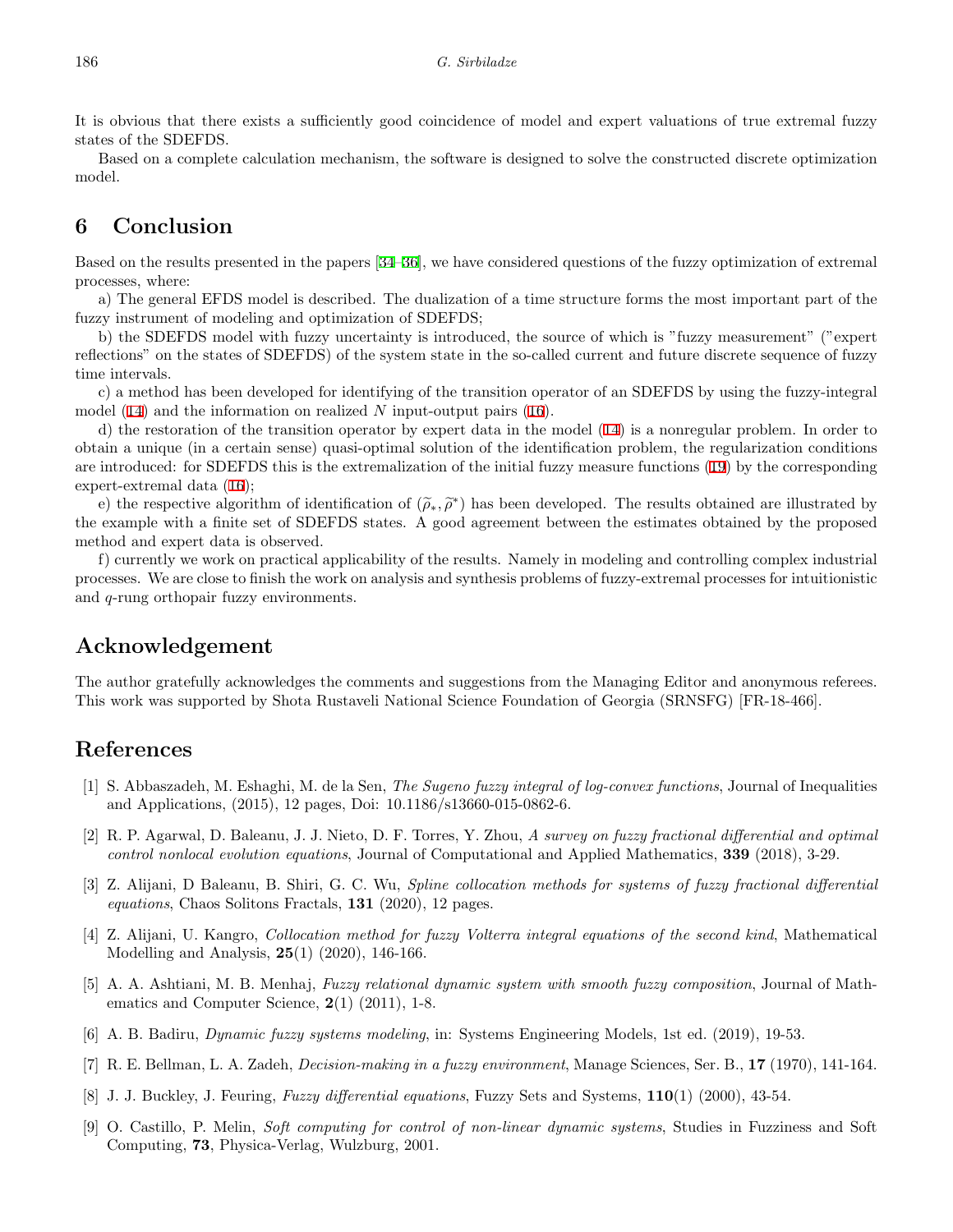It is obvious that there exists a sufficiently good coincidence of model and expert valuations of true extremal fuzzy states of the SDEFDS.

Based on a complete calculation mechanism, the software is designed to solve the constructed discrete optimization model.

## 6 Conclusion

Based on the results presented in the papers [34–36], we have considered questions of the fuzzy optimization of extremal processes, where:

a) The general EFDS model is described. The dualization of a time structure forms the most important part of the fuzzy instrument of modeling and optimization of SDEFDS;

b) the SDEFDS model with fuzzy uncertainty is introduced, the source of which is "fuzzy measurement" ("expert reflections" on the states of SDEFDS) of the system state in the so-called current and future discrete sequence of fuzzy time intervals.

c) a method has been developed for identifying of the transition operator of an SDEFDS by using the fuzzy-integral model (14) and the information on realized $N$ input-output pairs (16).

d) the restoration of the transition operator by expert data in the model (14) is a nonregular problem. In order to obtain a unique (in a certain sense) quasi-optimal solution of the identification problem, the regularization conditions are introduced: for SDEFDS this is the extremalization of the initial fuzzy measure functions (19) by the corresponding expert-extremal data (16);

e) the respective algorithm of identification of $(\widetilde{\rho}_*, \widetilde{\rho}^*)$ has been developed. The results obtained are illustrated by the example with a finite set of SDEFDS states. A good agreement between the estimates obtained by the proposed method and expert data is observed.

f) currently we work on practical applicability of the results. Namely in modeling and controlling complex industrial processes. We are close to finish the work on analysis and synthesis problems of fuzzy-extremal processes for intuitionistic and $q$-rung orthopair fuzzy environments.

## Acknowledgement

The author gratefully acknowledges the comments and suggestions from the Managing Editor and anonymous referees. This work was supported by Shota Rustaveli National Science Foundation of Georgia (SRNSFG) [FR-18-466].

## References

[1] S. Abbaszadeh, M. Eshaghi, M. de la Sen, *The Sugeno fuzzy integral of log-convex functions*, Journal of Inequalities and Applications, (2015), 12 pages, Doi: 10.1186/s13660-015-0862-6.

[2] R. P. Agarwal, D. Baleanu, J. J. Nieto, D. F. Torres, Y. Zhou, *A survey on fuzzy fractional differential and optimal control nonlocal evolution equations*, Journal of Computational and Applied Mathematics, **339** (2018), 3-29.

[3] Z. Alijani, D Baleanu, B. Shiri, G. C. Wu, *Spline collocation methods for systems of fuzzy fractional differential equations*, Chaos Solitons Fractals, **131** (2020), 12 pages.

[4] Z. Alijani, U. Kangro, *Collocation method for fuzzy Volterra integral equations of the second kind*, Mathematical Modelling and Analysis, **25**(1) (2020), 146-166.

[5] A. A. Ashtiani, M. B. Menhaj, *Fuzzy relational dynamic system with smooth fuzzy composition*, Journal of Mathematics and Computer Science, **2**(1) (2011), 1-8.

[6] A. B. Badiru, *Dynamic fuzzy systems modeling*, in: Systems Engineering Models, 1st ed. (2019), 19-53.

[7] R. E. Bellman, L. A. Zadeh, *Decision-making in a fuzzy environment*, Manage Sciences, Ser. B., **17** (1970), 141-164.

[8] J. J. Buckley, J. Feuring, *Fuzzy differential equations*, Fuzzy Sets and Systems, **110**(1) (2000), 43-54.

[9] O. Castillo, P. Melin, *Soft computing for control of non-linear dynamic systems*, Studies in Fuzziness and Soft Computing, **73**, Physica-Verlag, Wulzburg, 2001.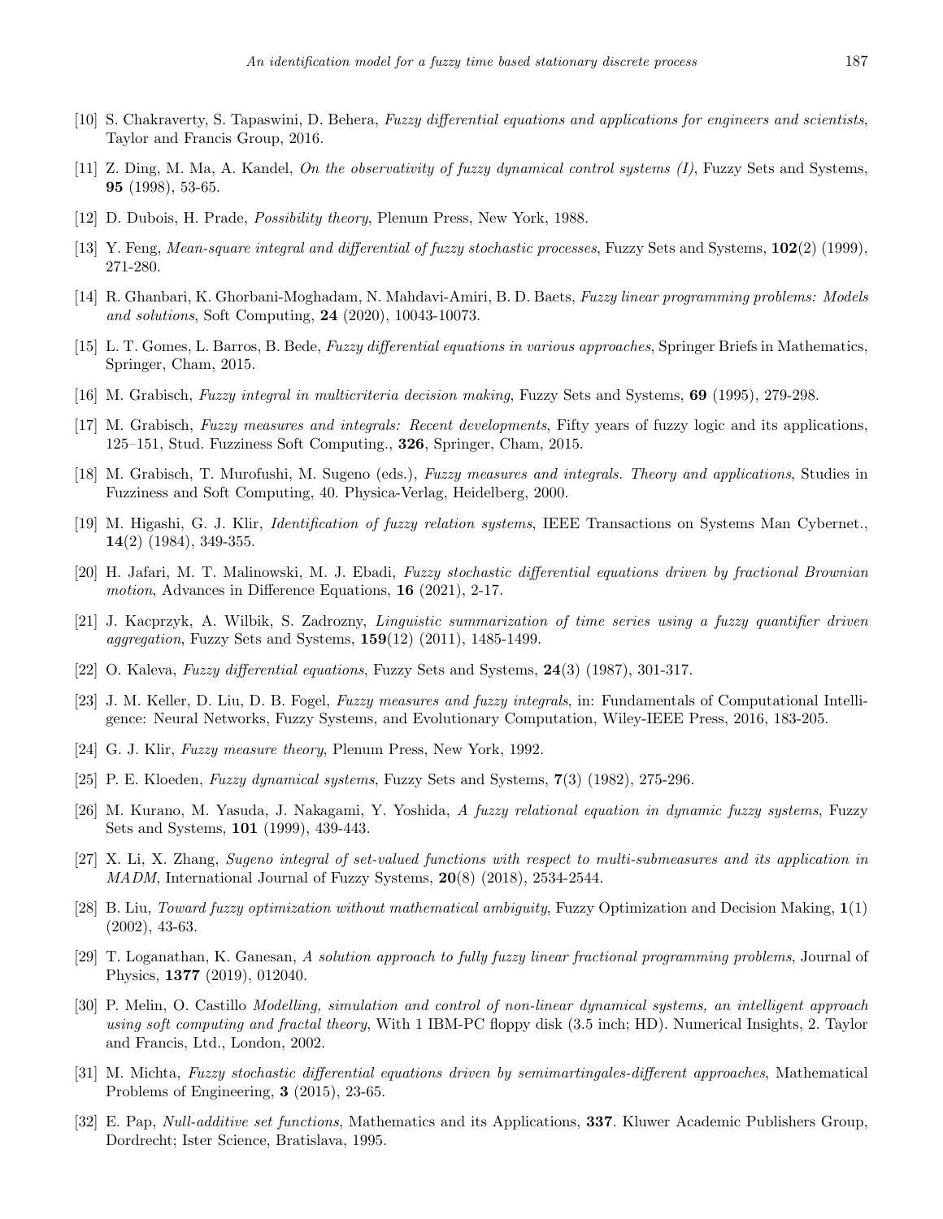[10] S. Chakraverty, S. Tapaswini, D. Behera, *Fuzzy differential equations and applications for engineers and scientists*, Taylor and Francis Group, 2016.

[11] Z. Ding, M. Ma, A. Kandel, *On the observativity of fuzzy dynamical control systems (I)*, Fuzzy Sets and Systems, **95** (1998), 53-65.

[12] D. Dubois, H. Prade, *Possibility theory*, Plenum Press, New York, 1988.

[13] Y. Feng, *Mean-square integral and differential of fuzzy stochastic processes*, Fuzzy Sets and Systems, **102**(2) (1999), 271-280.

[14] R. Ghanbari, K. Ghorbani-Moghadam, N. Mahdavi-Amiri, B. D. Baets, *Fuzzy linear programming problems: Models and solutions*, Soft Computing, **24** (2020), 10043-10073.

[15] L. T. Gomes, L. Barros, B. Bede, *Fuzzy differential equations in various approaches*, Springer Briefs in Mathematics, Springer, Cham, 2015.

[16] M. Grabisch, *Fuzzy integral in multicriteria decision making*, Fuzzy Sets and Systems, **69** (1995), 279-298.

[17] M. Grabisch, *Fuzzy measures and integrals: Recent developments*, Fifty years of fuzzy logic and its applications, 125–151, Stud. Fuzziness Soft Computing., **326**, Springer, Cham, 2015.

[18] M. Grabisch, T. Murofushi, M. Sugeno (eds.), *Fuzzy measures and integrals. Theory and applications*, Studies in Fuzziness and Soft Computing, 40. Physica-Verlag, Heidelberg, 2000.

[19] M. Higashi, G. J. Klir, *Identification of fuzzy relation systems*, IEEE Transactions on Systems Man Cybernet., **14**(2) (1984), 349-355.

[20] H. Jafari, M. T. Malinowski, M. J. Ebadi, *Fuzzy stochastic differential equations driven by fractional Brownian motion*, Advances in Difference Equations, **16** (2021), 2-17.

[21] J. Kacprzyk, A. Wilbik, S. Zadrozny, *Linguistic summarization of time series using a fuzzy quantifier driven aggregation*, Fuzzy Sets and Systems, **159**(12) (2011), 1485-1499.

[22] O. Kaleva, *Fuzzy differential equations*, Fuzzy Sets and Systems, **24**(3) (1987), 301-317.

[23] J. M. Keller, D. Liu, D. B. Fogel, *Fuzzy measures and fuzzy integrals*, in: Fundamentals of Computational Intelligence: Neural Networks, Fuzzy Systems, and Evolutionary Computation, Wiley-IEEE Press, 2016, 183-205.

[24] G. J. Klir, *Fuzzy measure theory*, Plenum Press, New York, 1992.

[25] P. E. Kloeden, *Fuzzy dynamical systems*, Fuzzy Sets and Systems, **7**(3) (1982), 275-296.

[26] M. Kurano, M. Yasuda, J. Nakagami, Y. Yoshida, *A fuzzy relational equation in dynamic fuzzy systems*, Fuzzy Sets and Systems, **101** (1999), 439-443.

[27] X. Li, X. Zhang, *Sugeno integral of set-valued functions with respect to multi-submeasures and its application in MADM*, International Journal of Fuzzy Systems, **20**(8) (2018), 2534-2544.

[28] B. Liu, *Toward fuzzy optimization without mathematical ambiguity*, Fuzzy Optimization and Decision Making, **1**(1) (2002), 43-63.

[29] T. Loganathan, K. Ganesan, *A solution approach to fully fuzzy linear fractional programming problems*, Journal of Physics, **1377** (2019), 012040.

[30] P. Melin, O. Castillo *Modelling, simulation and control of non-linear dynamical systems, an intelligent approach using soft computing and fractal theory*, With 1 IBM-PC floppy disk (3.5 inch; HD). Numerical Insights, 2. Taylor and Francis, Ltd., London, 2002.

[31] M. Michta, *Fuzzy stochastic differential equations driven by semimartingales-different approaches*, Mathematical Problems of Engineering, **3** (2015), 23-65.

[32] E. Pap, *Null-additive set functions*, Mathematics and its Applications, **337**. Kluwer Academic Publishers Group, Dordrecht; Ister Science, Bratislava, 1995.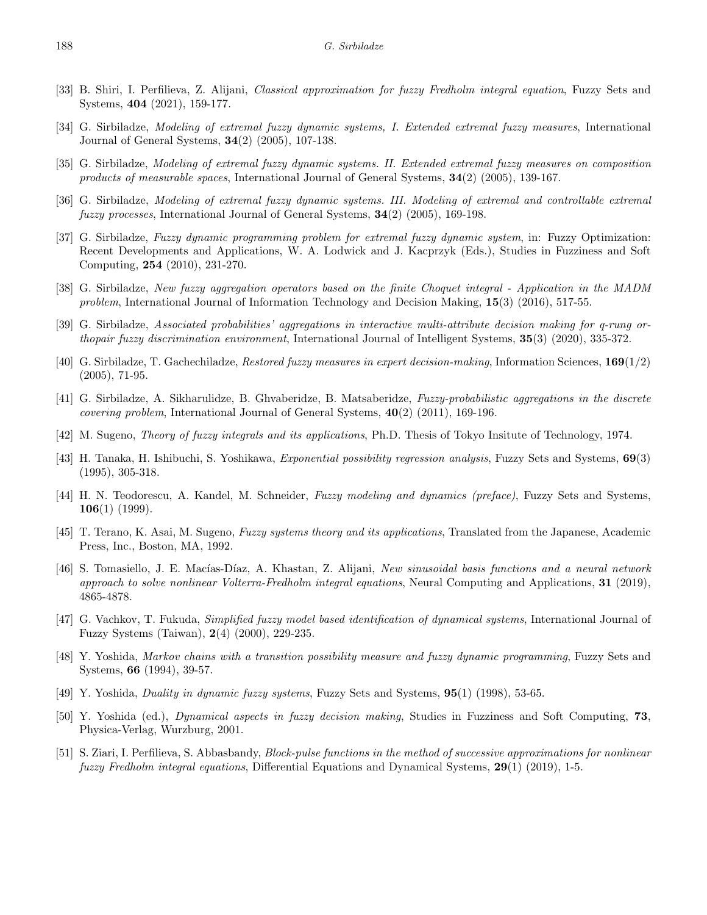[33] B. Shiri, I. Perfilieva, Z. Alijani, *Classical approximation for fuzzy Fredholm integral equation*, Fuzzy Sets and Systems, **404** (2021), 159-177.

[34] G. Sirbiladze, *Modeling of extremal fuzzy dynamic systems, I. Extended extremal fuzzy measures*, International Journal of General Systems, **34**(2) (2005), 107-138.

[35] G. Sirbiladze, *Modeling of extremal fuzzy dynamic systems. II. Extended extremal fuzzy measures on composition products of measurable spaces*, International Journal of General Systems, **34**(2) (2005), 139-167.

[36] G. Sirbiladze, *Modeling of extremal fuzzy dynamic systems. III. Modeling of extremal and controllable extremal fuzzy processes*, International Journal of General Systems, **34**(2) (2005), 169-198.

[37] G. Sirbiladze, *Fuzzy dynamic programming problem for extremal fuzzy dynamic system*, in: Fuzzy Optimization: Recent Developments and Applications, W. A. Lodwick and J. Kacprzyk (Eds.), Studies in Fuzziness and Soft Computing, **254** (2010), 231-270.

[38] G. Sirbiladze, *New fuzzy aggregation operators based on the finite Choquet integral - Application in the MADM problem*, International Journal of Information Technology and Decision Making, **15**(3) (2016), 517-55.

[39] G. Sirbiladze, *Associated probabilities' aggregations in interactive multi-attribute decision making for q-rung orthopair fuzzy discrimination environment*, International Journal of Intelligent Systems, **35**(3) (2020), 335-372.

[40] G. Sirbiladze, T. Gachechiladze, *Restored fuzzy measures in expert decision-making*, Information Sciences, **169**(1/2) (2005), 71-95.

[41] G. Sirbiladze, A. Sikharulidze, B. Ghvaberidze, B. Matsaberidze, *Fuzzy-probabilistic aggregations in the discrete covering problem*, International Journal of General Systems, **40**(2) (2011), 169-196.

[42] M. Sugeno, *Theory of fuzzy integrals and its applications*, Ph.D. Thesis of Tokyo Insitute of Technology, 1974.

[43] H. Tanaka, H. Ishibuchi, S. Yoshikawa, *Exponential possibility regression analysis*, Fuzzy Sets and Systems, **69**(3) (1995), 305-318.

[44] H. N. Teodorescu, A. Kandel, M. Schneider, *Fuzzy modeling and dynamics (preface)*, Fuzzy Sets and Systems, **106**(1) (1999).

[45] T. Terano, K. Asai, M. Sugeno, *Fuzzy systems theory and its applications*, Translated from the Japanese, Academic Press, Inc., Boston, MA, 1992.

[46] S. Tomasiello, J. E. Macías-Díaz, A. Khastan, Z. Alijani, *New sinusoidal basis functions and a neural network approach to solve nonlinear Volterra-Fredholm integral equations*, Neural Computing and Applications, **31** (2019), 4865-4878.

[47] G. Vachkov, T. Fukuda, *Simplified fuzzy model based identification of dynamical systems*, International Journal of Fuzzy Systems (Taiwan), **2**(4) (2000), 229-235.

[48] Y. Yoshida, *Markov chains with a transition possibility measure and fuzzy dynamic programming*, Fuzzy Sets and Systems, **66** (1994), 39-57.

[49] Y. Yoshida, *Duality in dynamic fuzzy systems*, Fuzzy Sets and Systems, **95**(1) (1998), 53-65.

[50] Y. Yoshida (ed.), *Dynamical aspects in fuzzy decision making*, Studies in Fuzziness and Soft Computing, **73**, Physica-Verlag, Wurzburg, 2001.

[51] S. Ziari, I. Perfilieva, S. Abbasbandy, *Block-pulse functions in the method of successive approximations for nonlinear fuzzy Fredholm integral equations*, Differential Equations and Dynamical Systems, **29**(1) (2019), 1-5.